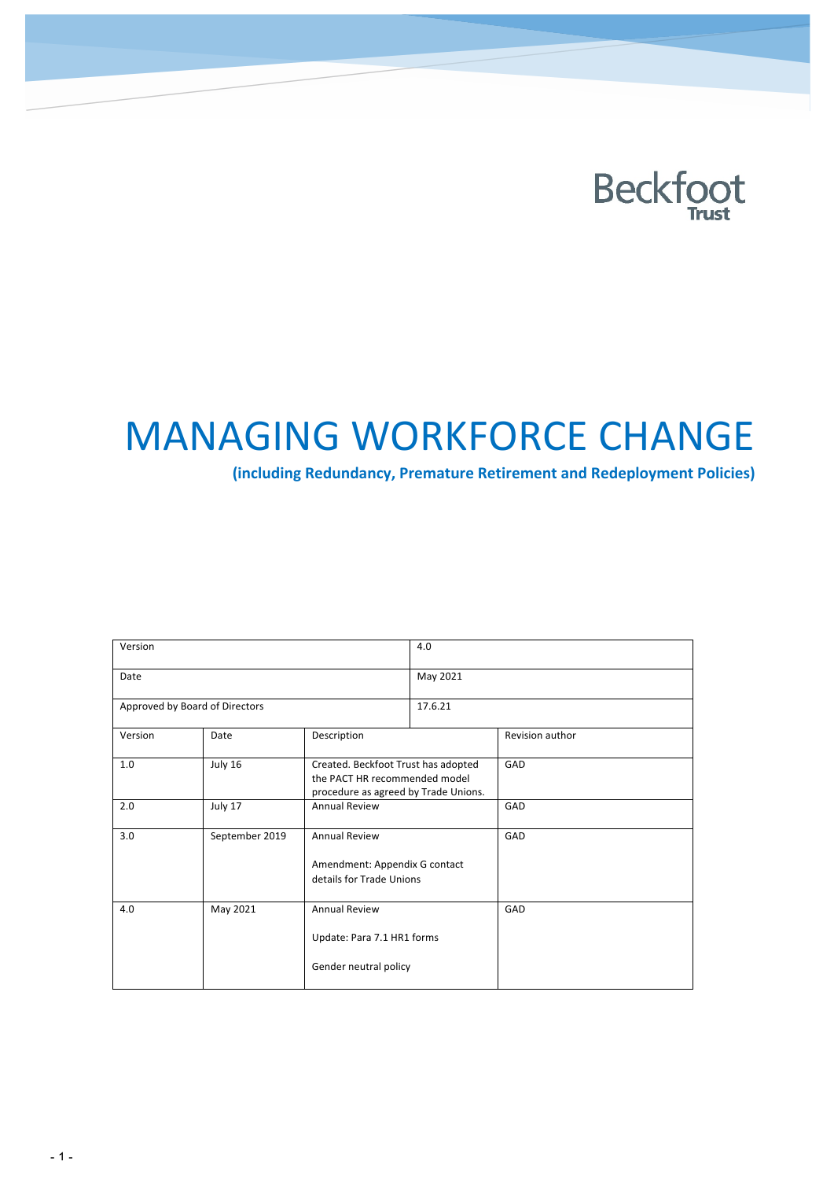Beckfoot Trust

# MANAGING WORKFORCE CHANGE

**(including Redundancy, Premature Retirement and Redeployment Policies)**

| Version | | 4.0 | |
|---|---|---|---|
| Date | | May 2021 | |
| Approved by Board of Directors | | 17.6.21 | |
| **Version** | **Date** | **Description** | **Revision author** |
| 1.0 | July 16 | Created. Beckfoot Trust has adopted the PACT HR recommended model procedure as agreed by Trade Unions. | GAD |
| 2.0 | July 17 | Annual Review | GAD |
| 3.0 | September 2019 | Annual Review<br><br>Amendment: Appendix G contact details for Trade Unions | GAD |
| 4.0 | May 2021 | Annual Review<br><br>Update: Para 7.1 HR1 forms<br><br>Gender neutral policy | GAD |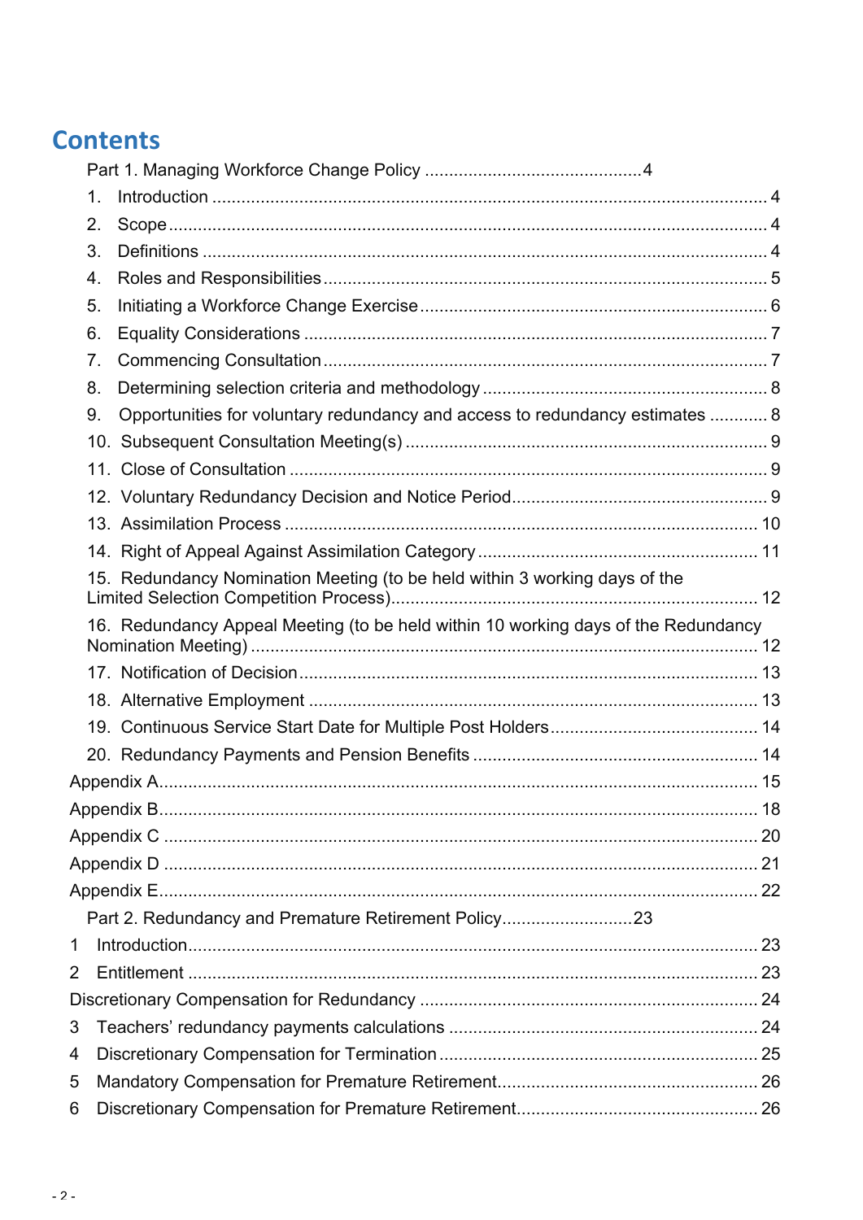# Contents

Part 1. Managing Workforce Change Policy ............................................4

1. Introduction ..................................................................................................... 4
2. Scope ............................................................................................................. 4
3. Definitions ....................................................................................................... 4
4. Roles and Responsibilities ............................................................................ 5
5. Initiating a Workforce Change Exercise ........................................................ 6
6. Equality Considerations ................................................................................ 7
7. Commencing Consultation ............................................................................ 7
8. Determining selection criteria and methodology .......................................... 8
9. Opportunities for voluntary redundancy and access to redundancy estimates ............ 8
10. Subsequent Consultation Meeting(s) .......................................................... 9
11. Close of Consultation ................................................................................... 9
12. Voluntary Redundancy Decision and Notice Period ..................................... 9
13. Assimilation Process ................................................................................... 10
14. Right of Appeal Against Assimilation Category .......................................... 11
15. Redundancy Nomination Meeting (to be held within 3 working days of the Limited Selection Competition Process) ............................................................... 12
16. Redundancy Appeal Meeting (to be held within 10 working days of the Redundancy Nomination Meeting) ........................................................................ 12
17. Notification of Decision ............................................................................... 13
18. Alternative Employment .............................................................................. 13
19. Continuous Service Start Date for Multiple Post Holders ........................... 14
20. Redundancy Payments and Pension Benefits ............................................ 14

Appendix A .......................................................................................................... 15

Appendix B .......................................................................................................... 18

Appendix C .......................................................................................................... 20

Appendix D .......................................................................................................... 21

Appendix E .......................................................................................................... 22

Part 2. Redundancy and Premature Retirement Policy...........................23

1 Introduction ..................................................................................................... 23
2 Entitlement ...................................................................................................... 23

Discretionary Compensation for Redundancy ...................................................... 24

3 Teachers' redundancy payments calculations ................................................ 24
4 Discretionary Compensation for Termination .................................................. 25
5 Mandatory Compensation for Premature Retirement ...................................... 26
6 Discretionary Compensation for Premature Retirement .................................. 26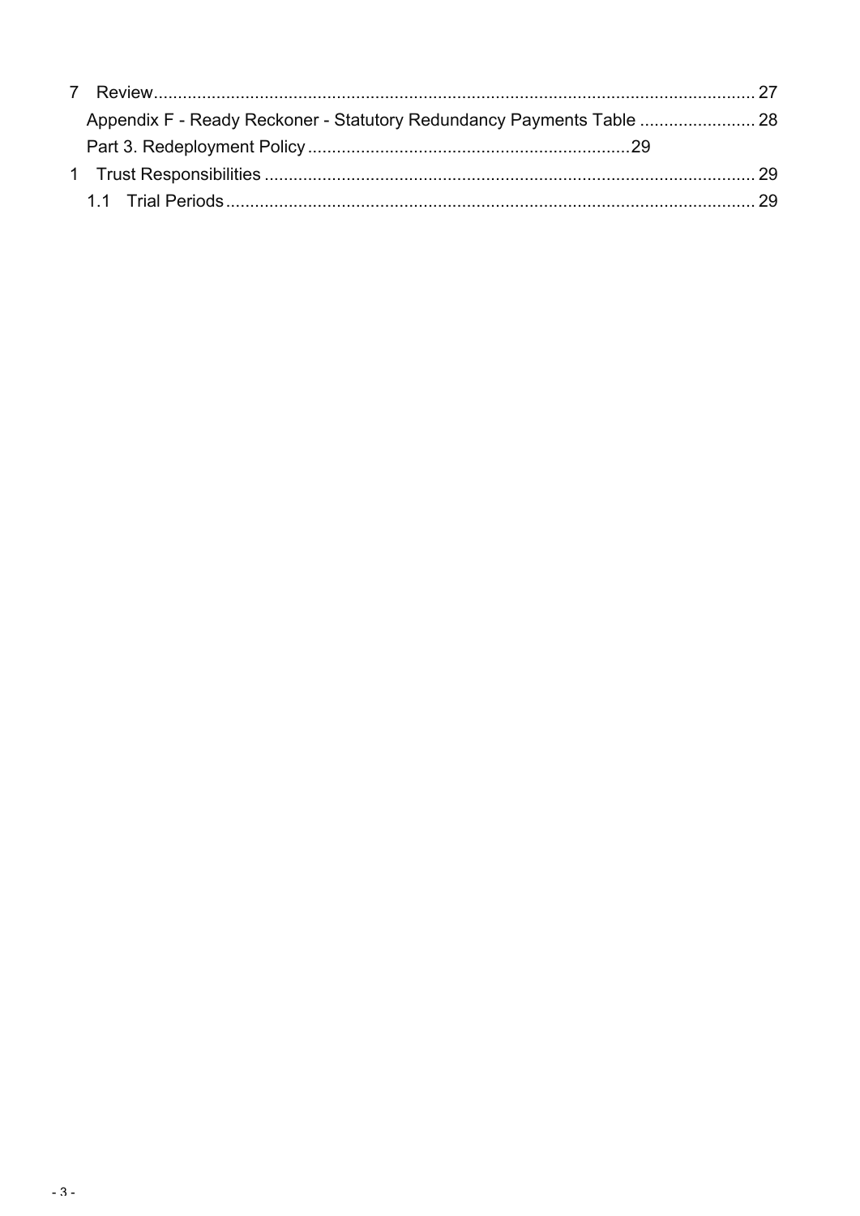7 Review ........................................................................................................................ 27

Appendix F - Ready Reckoner - Statutory Redundancy Payments Table ........................ 28

Part 3. Redeployment Policy ................................................................. 29

1 Trust Responsibilities ..................................................................................................... 29

1.1 Trial Periods ............................................................................................................ 29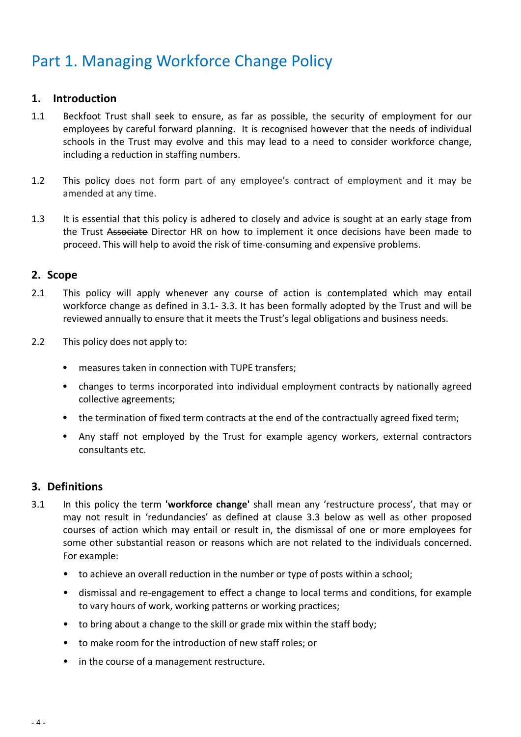# Part 1. Managing Workforce Change Policy

## 1. Introduction

1.1 Beckfoot Trust shall seek to ensure, as far as possible, the security of employment for our employees by careful forward planning. It is recognised however that the needs of individual schools in the Trust may evolve and this may lead to a need to consider workforce change, including a reduction in staffing numbers.

1.2 This policy does not form part of any employee's contract of employment and it may be amended at any time.

1.3 It is essential that this policy is adhered to closely and advice is sought at an early stage from the Trust ~~Associate~~ Director HR on how to implement it once decisions have been made to proceed. This will help to avoid the risk of time-consuming and expensive problems.

## 2. Scope

2.1 This policy will apply whenever any course of action is contemplated which may entail workforce change as defined in 3.1- 3.3. It has been formally adopted by the Trust and will be reviewed annually to ensure that it meets the Trust's legal obligations and business needs.

2.2 This policy does not apply to:

- measures taken in connection with TUPE transfers;
- changes to terms incorporated into individual employment contracts by nationally agreed collective agreements;
- the termination of fixed term contracts at the end of the contractually agreed fixed term;
- Any staff not employed by the Trust for example agency workers, external contractors consultants etc.

## 3. Definitions

3.1 In this policy the term **'workforce change'** shall mean any 'restructure process', that may or may not result in 'redundancies' as defined at clause 3.3 below as well as other proposed courses of action which may entail or result in, the dismissal of one or more employees for some other substantial reason or reasons which are not related to the individuals concerned. For example:

- to achieve an overall reduction in the number or type of posts within a school;
- dismissal and re-engagement to effect a change to local terms and conditions, for example to vary hours of work, working patterns or working practices;
- to bring about a change to the skill or grade mix within the staff body;
- to make room for the introduction of new staff roles; or
- in the course of a management restructure.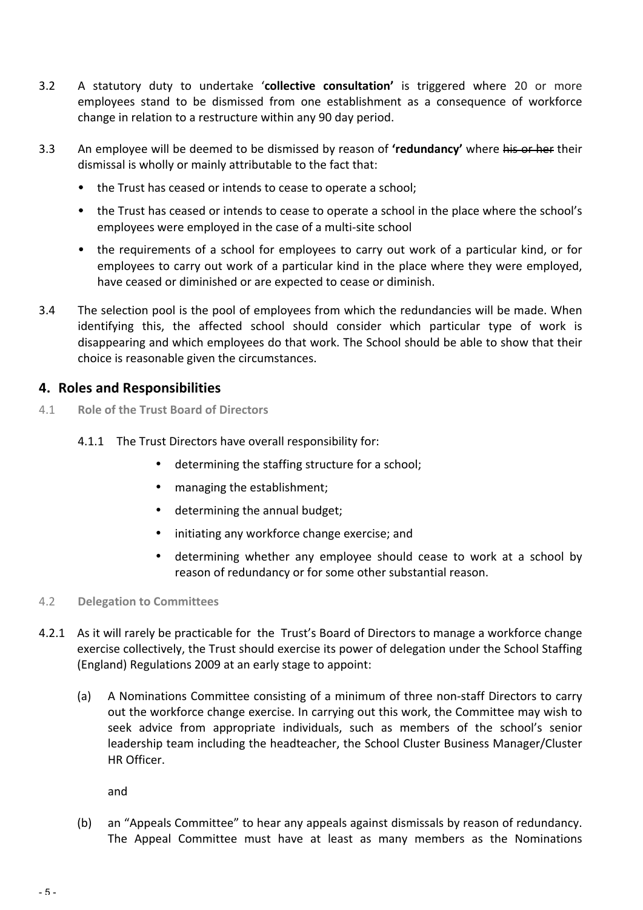3.2 A statutory duty to undertake '**collective consultation'** is triggered where 20 or more employees stand to be dismissed from one establishment as a consequence of workforce change in relation to a restructure within any 90 day period.

3.3 An employee will be deemed to be dismissed by reason of **'redundancy'** where ~~his or her~~ their dismissal is wholly or mainly attributable to the fact that:

- the Trust has ceased or intends to cease to operate a school;
- the Trust has ceased or intends to cease to operate a school in the place where the school's employees were employed in the case of a multi-site school
- the requirements of a school for employees to carry out work of a particular kind, or for employees to carry out work of a particular kind in the place where they were employed, have ceased or diminished or are expected to cease or diminish.

3.4 The selection pool is the pool of employees from which the redundancies will be made. When identifying this, the affected school should consider which particular type of work is disappearing and which employees do that work. The School should be able to show that their choice is reasonable given the circumstances.

## 4. Roles and Responsibilities

### 4.1 Role of the Trust Board of Directors

4.1.1 The Trust Directors have overall responsibility for:

- determining the staffing structure for a school;
- managing the establishment;
- determining the annual budget;
- initiating any workforce change exercise; and
- determining whether any employee should cease to work at a school by reason of redundancy or for some other substantial reason.

### 4.2 Delegation to Committees

4.2.1 As it will rarely be practicable for the Trust's Board of Directors to manage a workforce change exercise collectively, the Trust should exercise its power of delegation under the School Staffing (England) Regulations 2009 at an early stage to appoint:

(a) A Nominations Committee consisting of a minimum of three non-staff Directors to carry out the workforce change exercise. In carrying out this work, the Committee may wish to seek advice from appropriate individuals, such as members of the school's senior leadership team including the headteacher, the School Cluster Business Manager/Cluster HR Officer.

and

(b) an "Appeals Committee" to hear any appeals against dismissals by reason of redundancy. The Appeal Committee must have at least as many members as the Nominations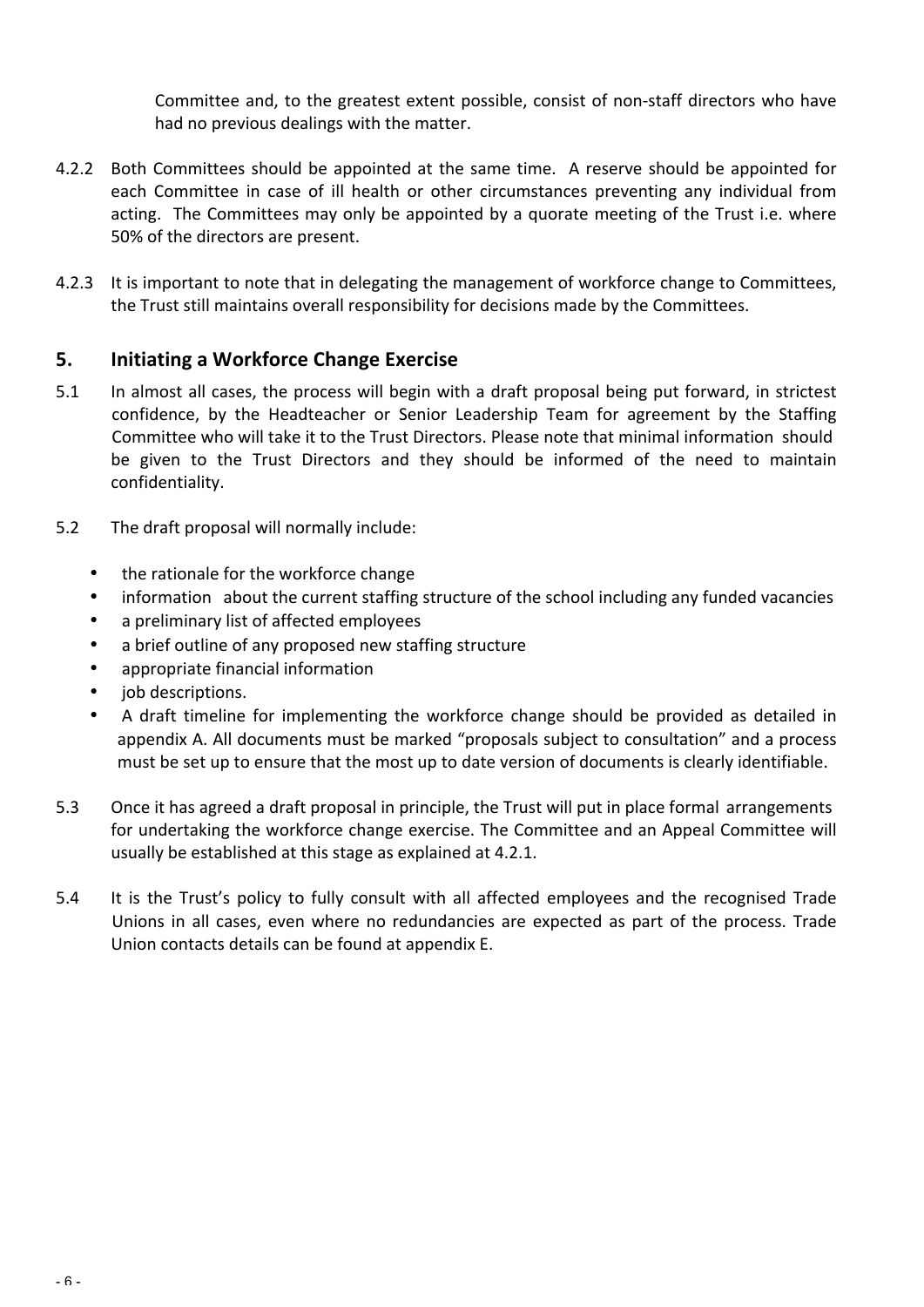Committee and, to the greatest extent possible, consist of non-staff directors who have had no previous dealings with the matter.

4.2.2 Both Committees should be appointed at the same time. A reserve should be appointed for each Committee in case of ill health or other circumstances preventing any individual from acting. The Committees may only be appointed by a quorate meeting of the Trust i.e. where 50% of the directors are present.

4.2.3 It is important to note that in delegating the management of workforce change to Committees, the Trust still maintains overall responsibility for decisions made by the Committees.

## 5. Initiating a Workforce Change Exercise

5.1 In almost all cases, the process will begin with a draft proposal being put forward, in strictest confidence, by the Headteacher or Senior Leadership Team for agreement by the Staffing Committee who will take it to the Trust Directors. Please note that minimal information should be given to the Trust Directors and they should be informed of the need to maintain confidentiality.

5.2 The draft proposal will normally include:

- the rationale for the workforce change
- information about the current staffing structure of the school including any funded vacancies
- a preliminary list of affected employees
- a brief outline of any proposed new staffing structure
- appropriate financial information
- job descriptions.
- A draft timeline for implementing the workforce change should be provided as detailed in appendix A. All documents must be marked "proposals subject to consultation" and a process must be set up to ensure that the most up to date version of documents is clearly identifiable.

5.3 Once it has agreed a draft proposal in principle, the Trust will put in place formal arrangements for undertaking the workforce change exercise. The Committee and an Appeal Committee will usually be established at this stage as explained at 4.2.1.

5.4 It is the Trust's policy to fully consult with all affected employees and the recognised Trade Unions in all cases, even where no redundancies are expected as part of the process. Trade Union contacts details can be found at appendix E.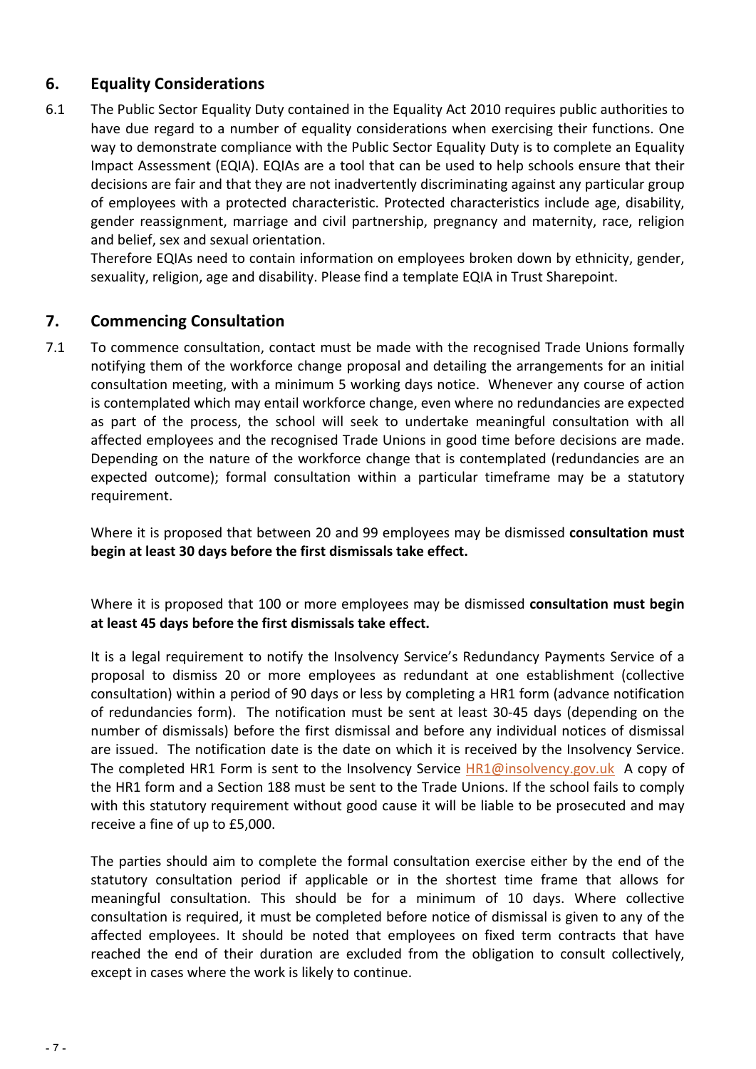## 6. Equality Considerations

6.1 The Public Sector Equality Duty contained in the Equality Act 2010 requires public authorities to have due regard to a number of equality considerations when exercising their functions. One way to demonstrate compliance with the Public Sector Equality Duty is to complete an Equality Impact Assessment (EQIA). EQIAs are a tool that can be used to help schools ensure that their decisions are fair and that they are not inadvertently discriminating against any particular group of employees with a protected characteristic. Protected characteristics include age, disability, gender reassignment, marriage and civil partnership, pregnancy and maternity, race, religion and belief, sex and sexual orientation.

Therefore EQIAs need to contain information on employees broken down by ethnicity, gender, sexuality, religion, age and disability. Please find a template EQIA in Trust Sharepoint.

## 7. Commencing Consultation

7.1 To commence consultation, contact must be made with the recognised Trade Unions formally notifying them of the workforce change proposal and detailing the arrangements for an initial consultation meeting, with a minimum 5 working days notice. Whenever any course of action is contemplated which may entail workforce change, even where no redundancies are expected as part of the process, the school will seek to undertake meaningful consultation with all affected employees and the recognised Trade Unions in good time before decisions are made. Depending on the nature of the workforce change that is contemplated (redundancies are an expected outcome); formal consultation within a particular timeframe may be a statutory requirement.

Where it is proposed that between 20 and 99 employees may be dismissed **consultation must begin at least 30 days before the first dismissals take effect.**

Where it is proposed that 100 or more employees may be dismissed **consultation must begin at least 45 days before the first dismissals take effect.**

It is a legal requirement to notify the Insolvency Service's Redundancy Payments Service of a proposal to dismiss 20 or more employees as redundant at one establishment (collective consultation) within a period of 90 days or less by completing a HR1 form (advance notification of redundancies form). The notification must be sent at least 30-45 days (depending on the number of dismissals) before the first dismissal and before any individual notices of dismissal are issued. The notification date is the date on which it is received by the Insolvency Service. The completed HR1 Form is sent to the Insolvency Service HR1@insolvency.gov.uk A copy of the HR1 form and a Section 188 must be sent to the Trade Unions. If the school fails to comply with this statutory requirement without good cause it will be liable to be prosecuted and may receive a fine of up to £5,000.

The parties should aim to complete the formal consultation exercise either by the end of the statutory consultation period if applicable or in the shortest time frame that allows for meaningful consultation. This should be for a minimum of 10 days. Where collective consultation is required, it must be completed before notice of dismissal is given to any of the affected employees. It should be noted that employees on fixed term contracts that have reached the end of their duration are excluded from the obligation to consult collectively, except in cases where the work is likely to continue.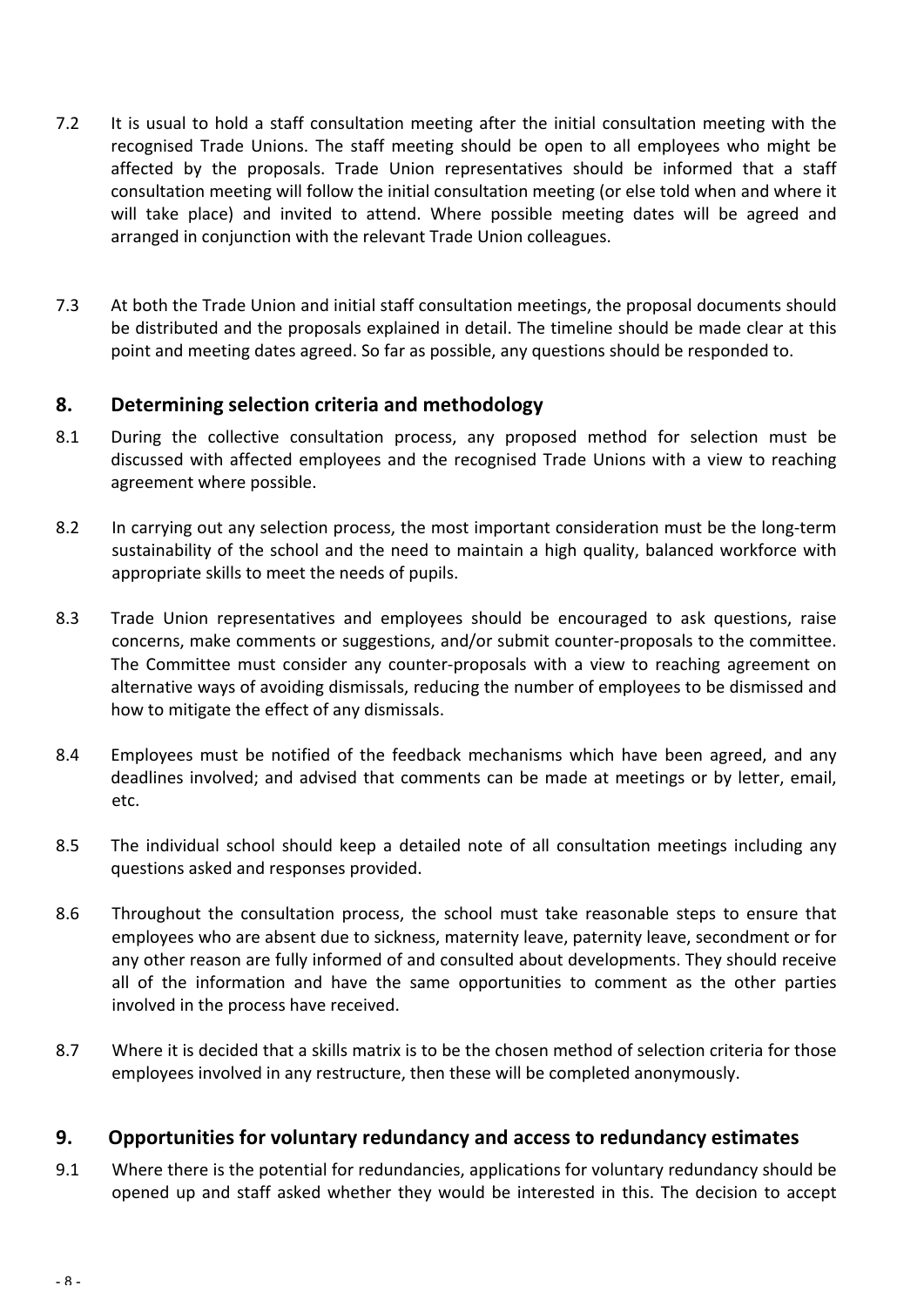7.2 It is usual to hold a staff consultation meeting after the initial consultation meeting with the recognised Trade Unions. The staff meeting should be open to all employees who might be affected by the proposals. Trade Union representatives should be informed that a staff consultation meeting will follow the initial consultation meeting (or else told when and where it will take place) and invited to attend. Where possible meeting dates will be agreed and arranged in conjunction with the relevant Trade Union colleagues.

7.3 At both the Trade Union and initial staff consultation meetings, the proposal documents should be distributed and the proposals explained in detail. The timeline should be made clear at this point and meeting dates agreed. So far as possible, any questions should be responded to.

## 8. Determining selection criteria and methodology

8.1 During the collective consultation process, any proposed method for selection must be discussed with affected employees and the recognised Trade Unions with a view to reaching agreement where possible.

8.2 In carrying out any selection process, the most important consideration must be the long-term sustainability of the school and the need to maintain a high quality, balanced workforce with appropriate skills to meet the needs of pupils.

8.3 Trade Union representatives and employees should be encouraged to ask questions, raise concerns, make comments or suggestions, and/or submit counter-proposals to the committee. The Committee must consider any counter-proposals with a view to reaching agreement on alternative ways of avoiding dismissals, reducing the number of employees to be dismissed and how to mitigate the effect of any dismissals.

8.4 Employees must be notified of the feedback mechanisms which have been agreed, and any deadlines involved; and advised that comments can be made at meetings or by letter, email, etc.

8.5 The individual school should keep a detailed note of all consultation meetings including any questions asked and responses provided.

8.6 Throughout the consultation process, the school must take reasonable steps to ensure that employees who are absent due to sickness, maternity leave, paternity leave, secondment or for any other reason are fully informed of and consulted about developments. They should receive all of the information and have the same opportunities to comment as the other parties involved in the process have received.

8.7 Where it is decided that a skills matrix is to be the chosen method of selection criteria for those employees involved in any restructure, then these will be completed anonymously.

## 9. Opportunities for voluntary redundancy and access to redundancy estimates

9.1 Where there is the potential for redundancies, applications for voluntary redundancy should be opened up and staff asked whether they would be interested in this. The decision to accept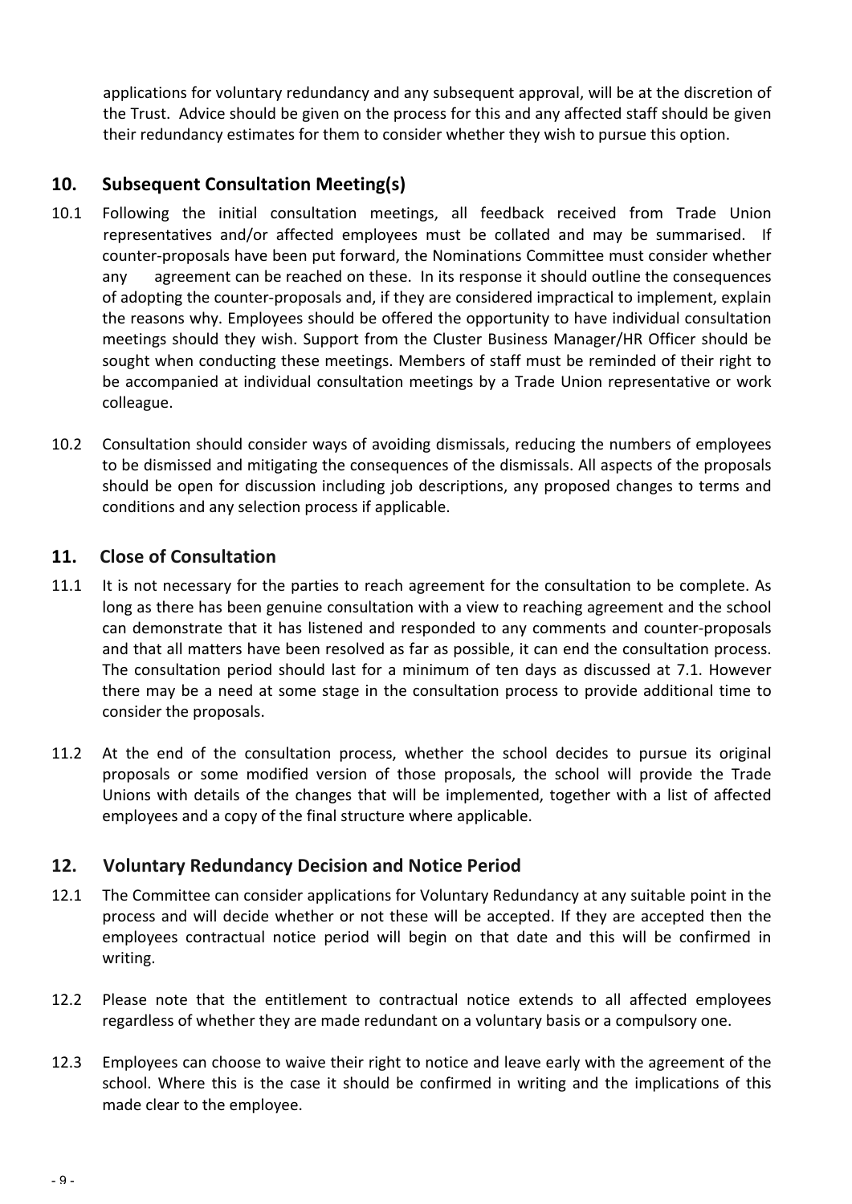applications for voluntary redundancy and any subsequent approval, will be at the discretion of the Trust. Advice should be given on the process for this and any affected staff should be given their redundancy estimates for them to consider whether they wish to pursue this option.

## 10. Subsequent Consultation Meeting(s)

10.1 Following the initial consultation meetings, all feedback received from Trade Union representatives and/or affected employees must be collated and may be summarised. If counter-proposals have been put forward, the Nominations Committee must consider whether any agreement can be reached on these. In its response it should outline the consequences of adopting the counter-proposals and, if they are considered impractical to implement, explain the reasons why. Employees should be offered the opportunity to have individual consultation meetings should they wish. Support from the Cluster Business Manager/HR Officer should be sought when conducting these meetings. Members of staff must be reminded of their right to be accompanied at individual consultation meetings by a Trade Union representative or work colleague.

10.2 Consultation should consider ways of avoiding dismissals, reducing the numbers of employees to be dismissed and mitigating the consequences of the dismissals. All aspects of the proposals should be open for discussion including job descriptions, any proposed changes to terms and conditions and any selection process if applicable.

## 11. Close of Consultation

11.1 It is not necessary for the parties to reach agreement for the consultation to be complete. As long as there has been genuine consultation with a view to reaching agreement and the school can demonstrate that it has listened and responded to any comments and counter-proposals and that all matters have been resolved as far as possible, it can end the consultation process. The consultation period should last for a minimum of ten days as discussed at 7.1. However there may be a need at some stage in the consultation process to provide additional time to consider the proposals.

11.2 At the end of the consultation process, whether the school decides to pursue its original proposals or some modified version of those proposals, the school will provide the Trade Unions with details of the changes that will be implemented, together with a list of affected employees and a copy of the final structure where applicable.

## 12. Voluntary Redundancy Decision and Notice Period

12.1 The Committee can consider applications for Voluntary Redundancy at any suitable point in the process and will decide whether or not these will be accepted. If they are accepted then the employees contractual notice period will begin on that date and this will be confirmed in writing.

12.2 Please note that the entitlement to contractual notice extends to all affected employees regardless of whether they are made redundant on a voluntary basis or a compulsory one.

12.3 Employees can choose to waive their right to notice and leave early with the agreement of the school. Where this is the case it should be confirmed in writing and the implications of this made clear to the employee.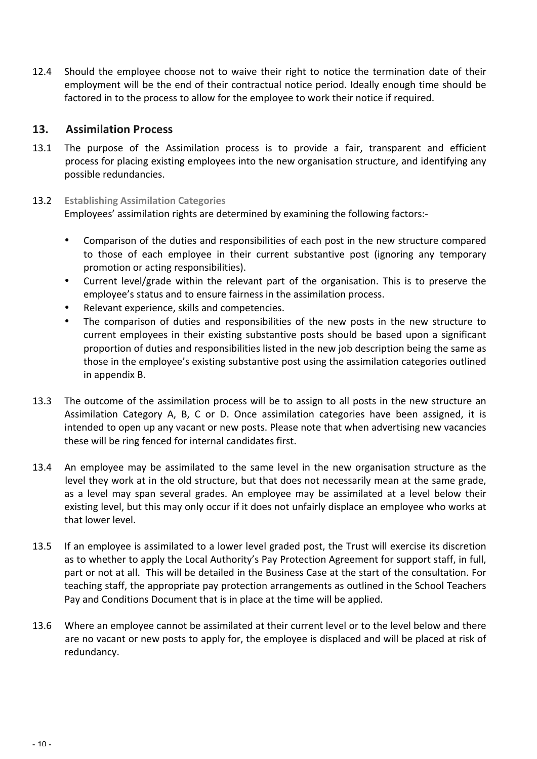12.4 Should the employee choose not to waive their right to notice the termination date of their employment will be the end of their contractual notice period. Ideally enough time should be factored in to the process to allow for the employee to work their notice if required.

## 13. Assimilation Process

13.1 The purpose of the Assimilation process is to provide a fair, transparent and efficient process for placing existing employees into the new organisation structure, and identifying any possible redundancies.

13.2 **Establishing Assimilation Categories**
Employees' assimilation rights are determined by examining the following factors:-

- Comparison of the duties and responsibilities of each post in the new structure compared to those of each employee in their current substantive post (ignoring any temporary promotion or acting responsibilities).
- Current level/grade within the relevant part of the organisation. This is to preserve the employee's status and to ensure fairness in the assimilation process.
- Relevant experience, skills and competencies.
- The comparison of duties and responsibilities of the new posts in the new structure to current employees in their existing substantive posts should be based upon a significant proportion of duties and responsibilities listed in the new job description being the same as those in the employee's existing substantive post using the assimilation categories outlined in appendix B.

13.3 The outcome of the assimilation process will be to assign to all posts in the new structure an Assimilation Category A, B, C or D. Once assimilation categories have been assigned, it is intended to open up any vacant or new posts. Please note that when advertising new vacancies these will be ring fenced for internal candidates first.

13.4 An employee may be assimilated to the same level in the new organisation structure as the level they work at in the old structure, but that does not necessarily mean at the same grade, as a level may span several grades. An employee may be assimilated at a level below their existing level, but this may only occur if it does not unfairly displace an employee who works at that lower level.

13.5 If an employee is assimilated to a lower level graded post, the Trust will exercise its discretion as to whether to apply the Local Authority's Pay Protection Agreement for support staff, in full, part or not at all. This will be detailed in the Business Case at the start of the consultation. For teaching staff, the appropriate pay protection arrangements as outlined in the School Teachers Pay and Conditions Document that is in place at the time will be applied.

13.6 Where an employee cannot be assimilated at their current level or to the level below and there are no vacant or new posts to apply for, the employee is displaced and will be placed at risk of redundancy.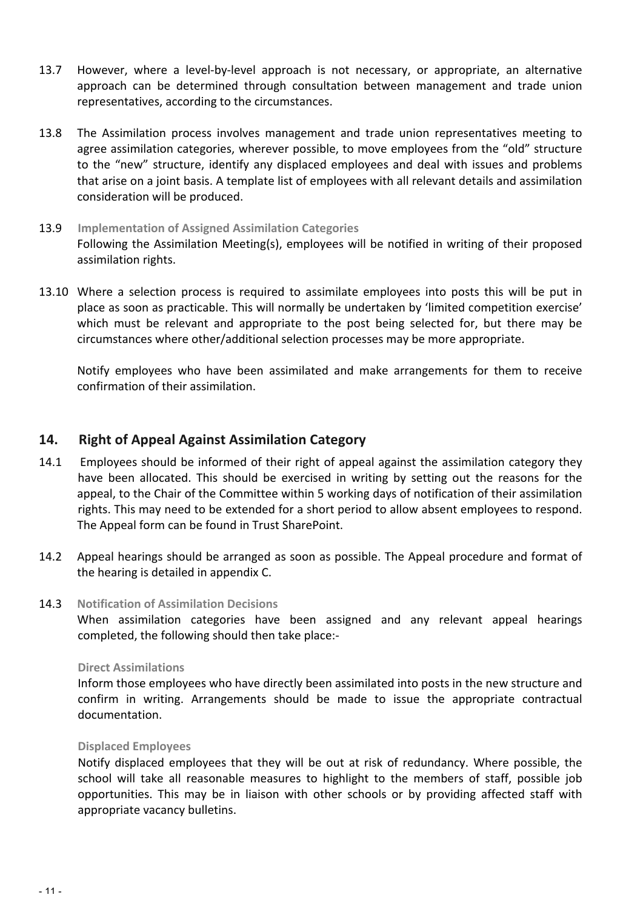13.7 However, where a level-by-level approach is not necessary, or appropriate, an alternative approach can be determined through consultation between management and trade union representatives, according to the circumstances.

13.8 The Assimilation process involves management and trade union representatives meeting to agree assimilation categories, wherever possible, to move employees from the "old" structure to the "new" structure, identify any displaced employees and deal with issues and problems that arise on a joint basis. A template list of employees with all relevant details and assimilation consideration will be produced.

13.9 **Implementation of Assigned Assimilation Categories**
Following the Assimilation Meeting(s), employees will be notified in writing of their proposed assimilation rights.

13.10 Where a selection process is required to assimilate employees into posts this will be put in place as soon as practicable. This will normally be undertaken by 'limited competition exercise' which must be relevant and appropriate to the post being selected for, but there may be circumstances where other/additional selection processes may be more appropriate.

Notify employees who have been assimilated and make arrangements for them to receive confirmation of their assimilation.

## 14. Right of Appeal Against Assimilation Category

14.1 Employees should be informed of their right of appeal against the assimilation category they have been allocated. This should be exercised in writing by setting out the reasons for the appeal, to the Chair of the Committee within 5 working days of notification of their assimilation rights. This may need to be extended for a short period to allow absent employees to respond. The Appeal form can be found in Trust SharePoint.

14.2 Appeal hearings should be arranged as soon as possible. The Appeal procedure and format of the hearing is detailed in appendix C.

14.3 **Notification of Assimilation Decisions**
When assimilation categories have been assigned and any relevant appeal hearings completed, the following should then take place:-

**Direct Assimilations**
Inform those employees who have directly been assimilated into posts in the new structure and confirm in writing. Arrangements should be made to issue the appropriate contractual documentation.

**Displaced Employees**
Notify displaced employees that they will be out at risk of redundancy. Where possible, the school will take all reasonable measures to highlight to the members of staff, possible job opportunities. This may be in liaison with other schools or by providing affected staff with appropriate vacancy bulletins.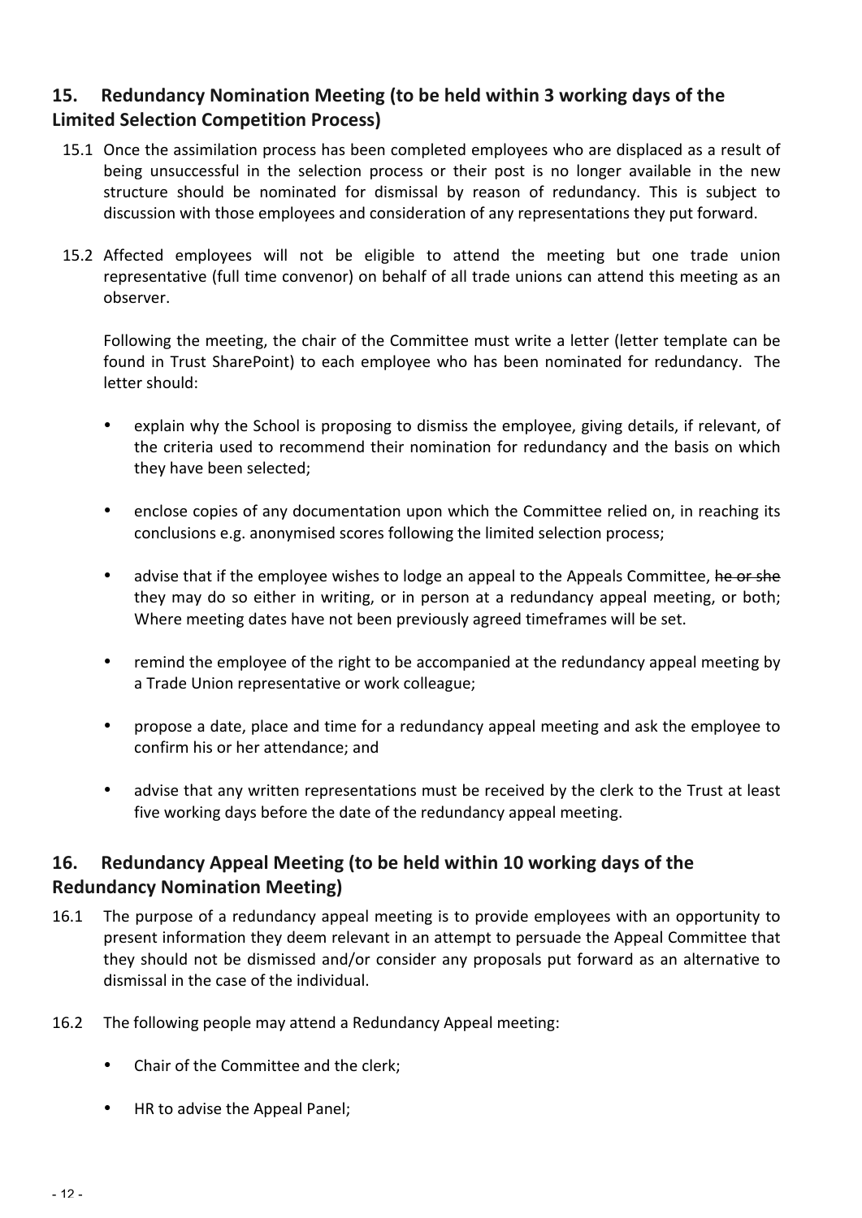## 15. Redundancy Nomination Meeting (to be held within 3 working days of the Limited Selection Competition Process)

15.1 Once the assimilation process has been completed employees who are displaced as a result of being unsuccessful in the selection process or their post is no longer available in the new structure should be nominated for dismissal by reason of redundancy. This is subject to discussion with those employees and consideration of any representations they put forward.

15.2 Affected employees will not be eligible to attend the meeting but one trade union representative (full time convenor) on behalf of all trade unions can attend this meeting as an observer.

Following the meeting, the chair of the Committee must write a letter (letter template can be found in Trust SharePoint) to each employee who has been nominated for redundancy. The letter should:

- explain why the School is proposing to dismiss the employee, giving details, if relevant, of the criteria used to recommend their nomination for redundancy and the basis on which they have been selected;
- enclose copies of any documentation upon which the Committee relied on, in reaching its conclusions e.g. anonymised scores following the limited selection process;
- advise that if the employee wishes to lodge an appeal to the Appeals Committee, ~~he or she~~ they may do so either in writing, or in person at a redundancy appeal meeting, or both; Where meeting dates have not been previously agreed timeframes will be set.
- remind the employee of the right to be accompanied at the redundancy appeal meeting by a Trade Union representative or work colleague;
- propose a date, place and time for a redundancy appeal meeting and ask the employee to confirm his or her attendance; and
- advise that any written representations must be received by the clerk to the Trust at least five working days before the date of the redundancy appeal meeting.

## 16. Redundancy Appeal Meeting (to be held within 10 working days of the Redundancy Nomination Meeting)

16.1 The purpose of a redundancy appeal meeting is to provide employees with an opportunity to present information they deem relevant in an attempt to persuade the Appeal Committee that they should not be dismissed and/or consider any proposals put forward as an alternative to dismissal in the case of the individual.

16.2 The following people may attend a Redundancy Appeal meeting:

- Chair of the Committee and the clerk;
- HR to advise the Appeal Panel;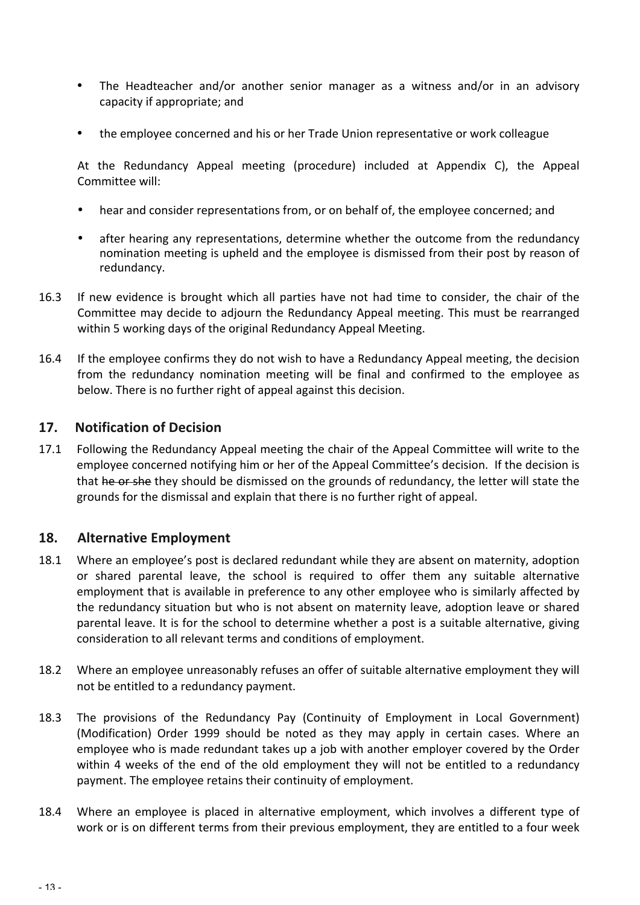- The Headteacher and/or another senior manager as a witness and/or in an advisory capacity if appropriate; and
- the employee concerned and his or her Trade Union representative or work colleague

At the Redundancy Appeal meeting (procedure) included at Appendix C), the Appeal Committee will:

- hear and consider representations from, or on behalf of, the employee concerned; and
- after hearing any representations, determine whether the outcome from the redundancy nomination meeting is upheld and the employee is dismissed from their post by reason of redundancy.

16.3 If new evidence is brought which all parties have not had time to consider, the chair of the Committee may decide to adjourn the Redundancy Appeal meeting. This must be rearranged within 5 working days of the original Redundancy Appeal Meeting.

16.4 If the employee confirms they do not wish to have a Redundancy Appeal meeting, the decision from the redundancy nomination meeting will be final and confirmed to the employee as below. There is no further right of appeal against this decision.

## 17. Notification of Decision

17.1 Following the Redundancy Appeal meeting the chair of the Appeal Committee will write to the employee concerned notifying him or her of the Appeal Committee's decision. If the decision is that ~~he or she~~ they should be dismissed on the grounds of redundancy, the letter will state the grounds for the dismissal and explain that there is no further right of appeal.

## 18. Alternative Employment

18.1 Where an employee's post is declared redundant while they are absent on maternity, adoption or shared parental leave, the school is required to offer them any suitable alternative employment that is available in preference to any other employee who is similarly affected by the redundancy situation but who is not absent on maternity leave, adoption leave or shared parental leave. It is for the school to determine whether a post is a suitable alternative, giving consideration to all relevant terms and conditions of employment.

18.2 Where an employee unreasonably refuses an offer of suitable alternative employment they will not be entitled to a redundancy payment.

18.3 The provisions of the Redundancy Pay (Continuity of Employment in Local Government) (Modification) Order 1999 should be noted as they may apply in certain cases. Where an employee who is made redundant takes up a job with another employer covered by the Order within 4 weeks of the end of the old employment they will not be entitled to a redundancy payment. The employee retains their continuity of employment.

18.4 Where an employee is placed in alternative employment, which involves a different type of work or is on different terms from their previous employment, they are entitled to a four week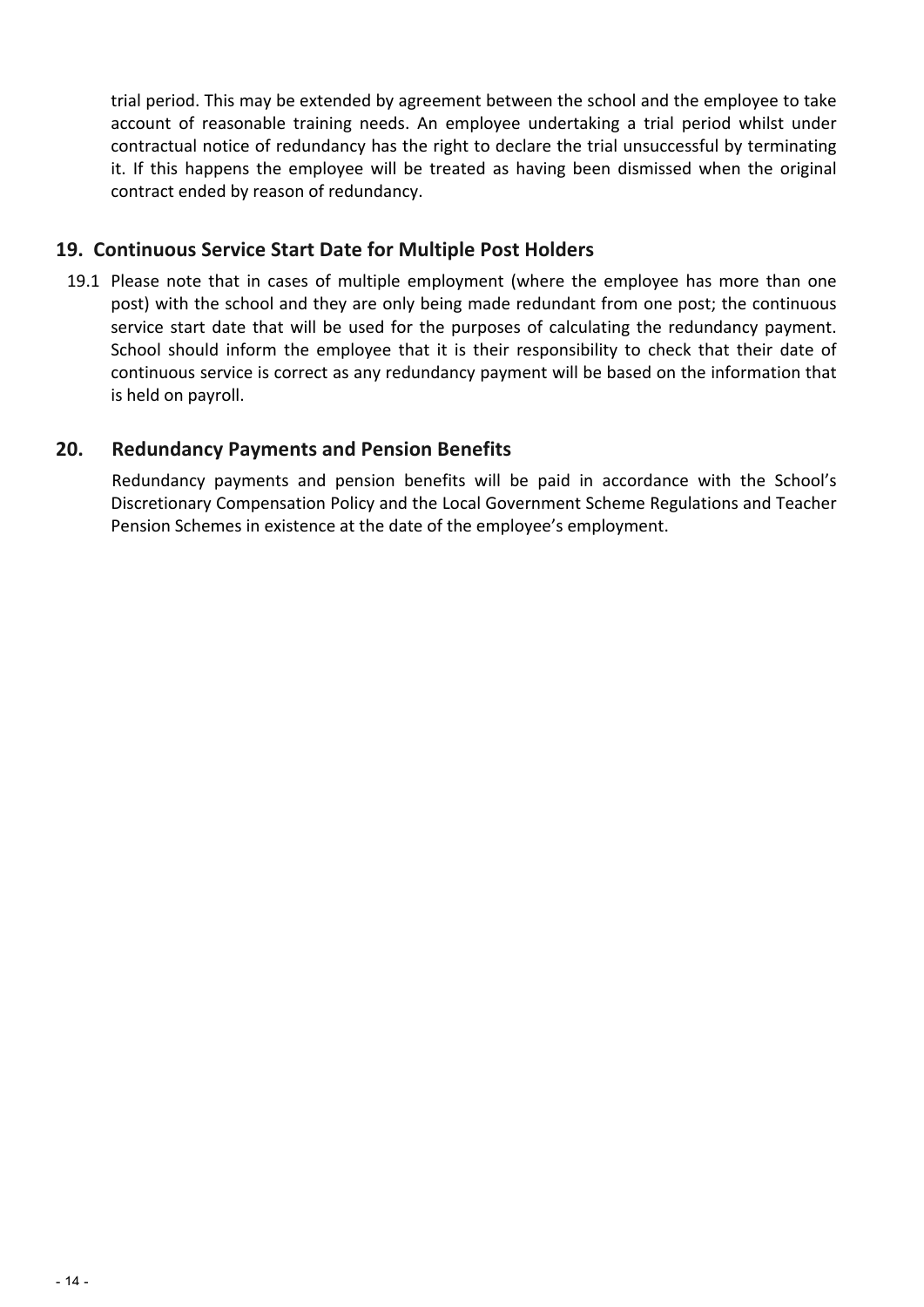trial period. This may be extended by agreement between the school and the employee to take account of reasonable training needs. An employee undertaking a trial period whilst under contractual notice of redundancy has the right to declare the trial unsuccessful by terminating it. If this happens the employee will be treated as having been dismissed when the original contract ended by reason of redundancy.

## 19. Continuous Service Start Date for Multiple Post Holders

19.1 Please note that in cases of multiple employment (where the employee has more than one post) with the school and they are only being made redundant from one post; the continuous service start date that will be used for the purposes of calculating the redundancy payment. School should inform the employee that it is their responsibility to check that their date of continuous service is correct as any redundancy payment will be based on the information that is held on payroll.

## 20. Redundancy Payments and Pension Benefits

Redundancy payments and pension benefits will be paid in accordance with the School's Discretionary Compensation Policy and the Local Government Scheme Regulations and Teacher Pension Schemes in existence at the date of the employee's employment.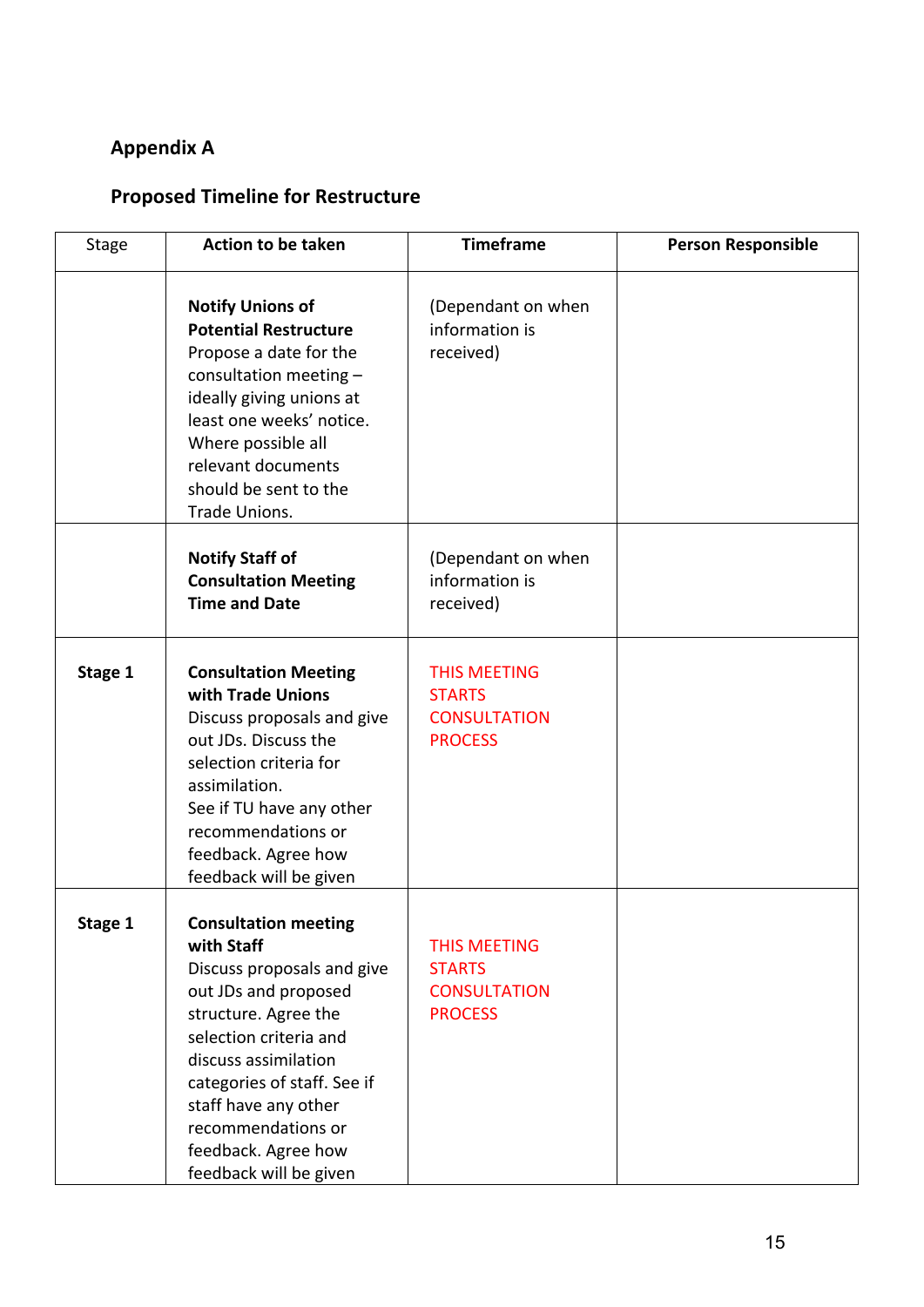## Appendix A

### Proposed Timeline for Restructure

| Stage | Action to be taken | Timeframe | Person Responsible |
|---|---|---|---|
| | **Notify Unions of Potential Restructure** Propose a date for the consultation meeting – ideally giving unions at least one weeks' notice. Where possible all relevant documents should be sent to the Trade Unions. | (Dependant on when information is received) | |
| | **Notify Staff of Consultation Meeting Time and Date** | (Dependant on when information is received) | |
| **Stage 1** | **Consultation Meeting with Trade Unions** Discuss proposals and give out JDs. Discuss the selection criteria for assimilation. See if TU have any other recommendations or feedback. Agree how feedback will be given | THIS MEETING STARTS CONSULTATION PROCESS | |
| **Stage 1** | **Consultation meeting with Staff** Discuss proposals and give out JDs and proposed structure. Agree the selection criteria and discuss assimilation categories of staff. See if staff have any other recommendations or feedback. Agree how feedback will be given | THIS MEETING STARTS CONSULTATION PROCESS | |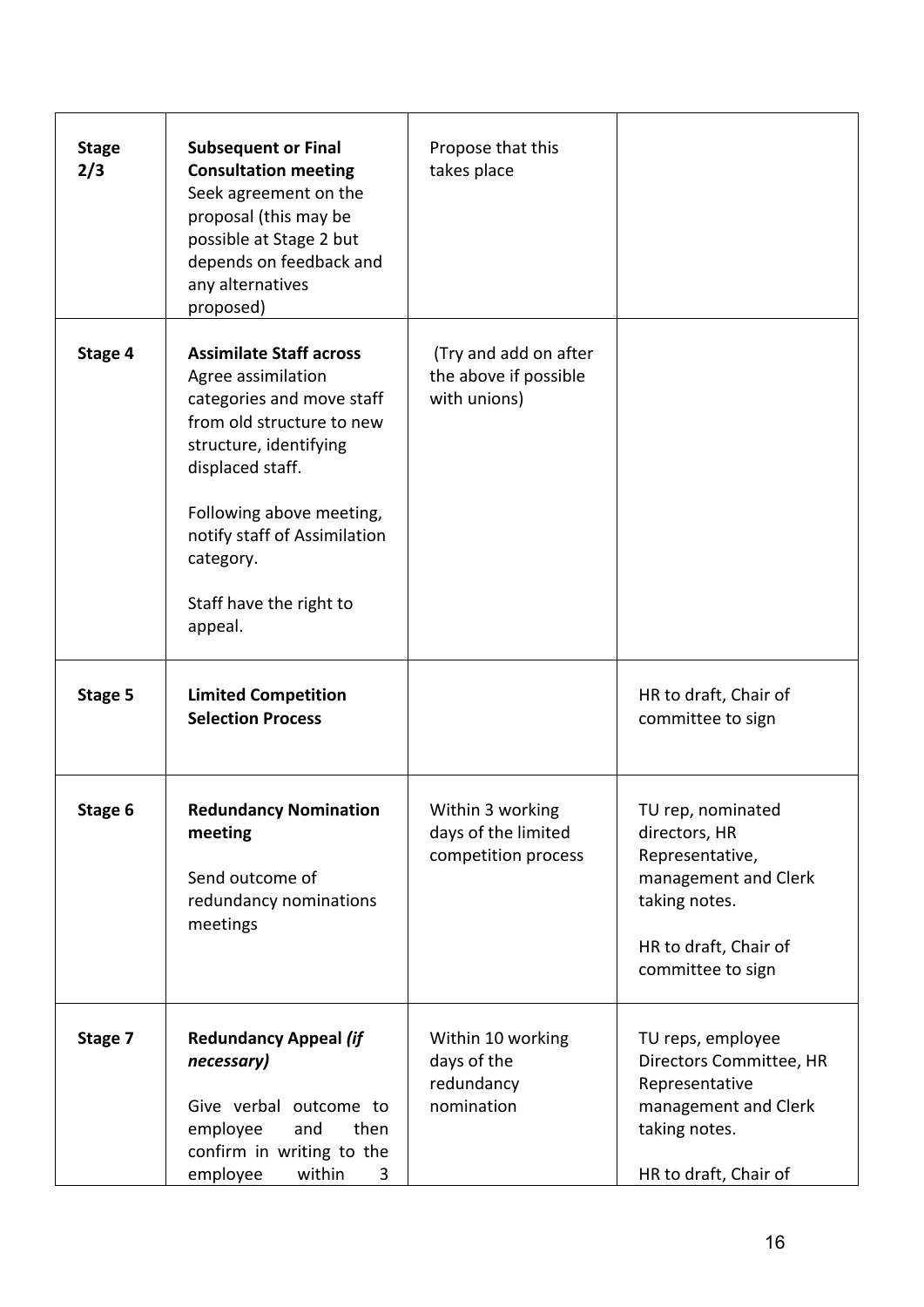| | | | |
|---|---|---|---|
| **Stage 2/3** | **Subsequent or Final Consultation meeting**<br>Seek agreement on the proposal (this may be possible at Stage 2 but depends on feedback and any alternatives proposed) | Propose that this takes place | |
| **Stage 4** | **Assimilate Staff across**<br>Agree assimilation categories and move staff from old structure to new structure, identifying displaced staff.<br><br>Following above meeting, notify staff of Assimilation category.<br><br>Staff have the right to appeal. | (Try and add on after the above if possible with unions) | |
| **Stage 5** | **Limited Competition Selection Process** | | HR to draft, Chair of committee to sign |
| **Stage 6** | **Redundancy Nomination meeting**<br><br>Send outcome of redundancy nominations meetings | Within 3 working days of the limited competition process | TU rep, nominated directors, HR Representative, management and Clerk taking notes.<br><br>HR to draft, Chair of committee to sign |
| **Stage 7** | **Redundancy Appeal *(if necessary)***<br><br>Give verbal outcome to employee and then confirm in writing to the employee within 3 | Within 10 working days of the redundancy nomination | TU reps, employee Directors Committee, HR Representative management and Clerk taking notes.<br><br>HR to draft, Chair of |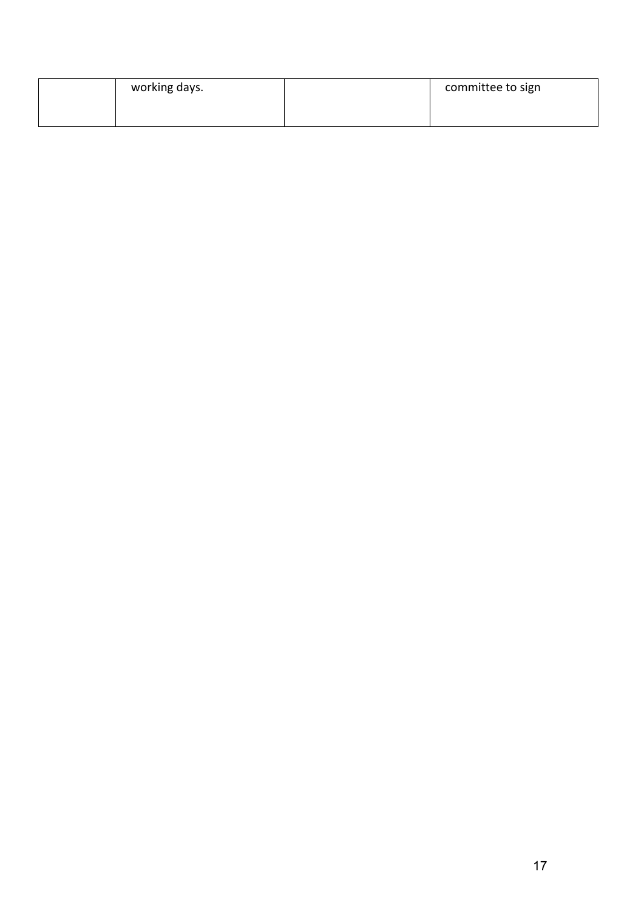| | | | |
|---|---|---|---|
| | working days. | | committee to sign |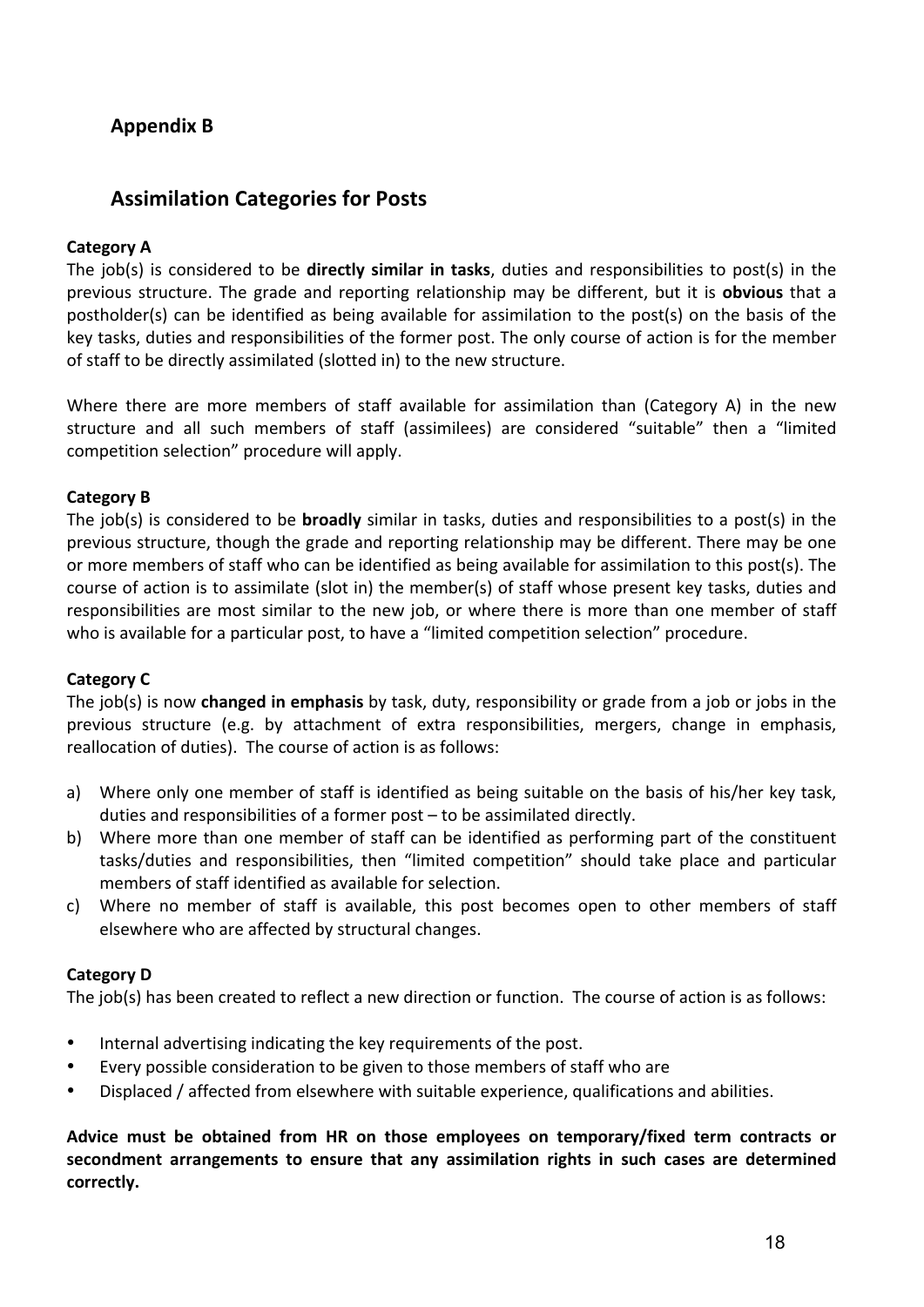## Appendix B

## Assimilation Categories for Posts

**Category A**

The job(s) is considered to be **directly similar in tasks**, duties and responsibilities to post(s) in the previous structure. The grade and reporting relationship may be different, but it is **obvious** that a postholder(s) can be identified as being available for assimilation to the post(s) on the basis of the key tasks, duties and responsibilities of the former post. The only course of action is for the member of staff to be directly assimilated (slotted in) to the new structure.

Where there are more members of staff available for assimilation than (Category A) in the new structure and all such members of staff (assimilees) are considered "suitable" then a "limited competition selection" procedure will apply.

**Category B**

The job(s) is considered to be **broadly** similar in tasks, duties and responsibilities to a post(s) in the previous structure, though the grade and reporting relationship may be different. There may be one or more members of staff who can be identified as being available for assimilation to this post(s). The course of action is to assimilate (slot in) the member(s) of staff whose present key tasks, duties and responsibilities are most similar to the new job, or where there is more than one member of staff who is available for a particular post, to have a "limited competition selection" procedure.

**Category C**

The job(s) is now **changed in emphasis** by task, duty, responsibility or grade from a job or jobs in the previous structure (e.g. by attachment of extra responsibilities, mergers, change in emphasis, reallocation of duties). The course of action is as follows:

a) Where only one member of staff is identified as being suitable on the basis of his/her key task, duties and responsibilities of a former post – to be assimilated directly.
b) Where more than one member of staff can be identified as performing part of the constituent tasks/duties and responsibilities, then "limited competition" should take place and particular members of staff identified as available for selection.
c) Where no member of staff is available, this post becomes open to other members of staff elsewhere who are affected by structural changes.

**Category D**

The job(s) has been created to reflect a new direction or function. The course of action is as follows:

- Internal advertising indicating the key requirements of the post.
- Every possible consideration to be given to those members of staff who are
- Displaced / affected from elsewhere with suitable experience, qualifications and abilities.

**Advice must be obtained from HR on those employees on temporary/fixed term contracts or secondment arrangements to ensure that any assimilation rights in such cases are determined correctly.**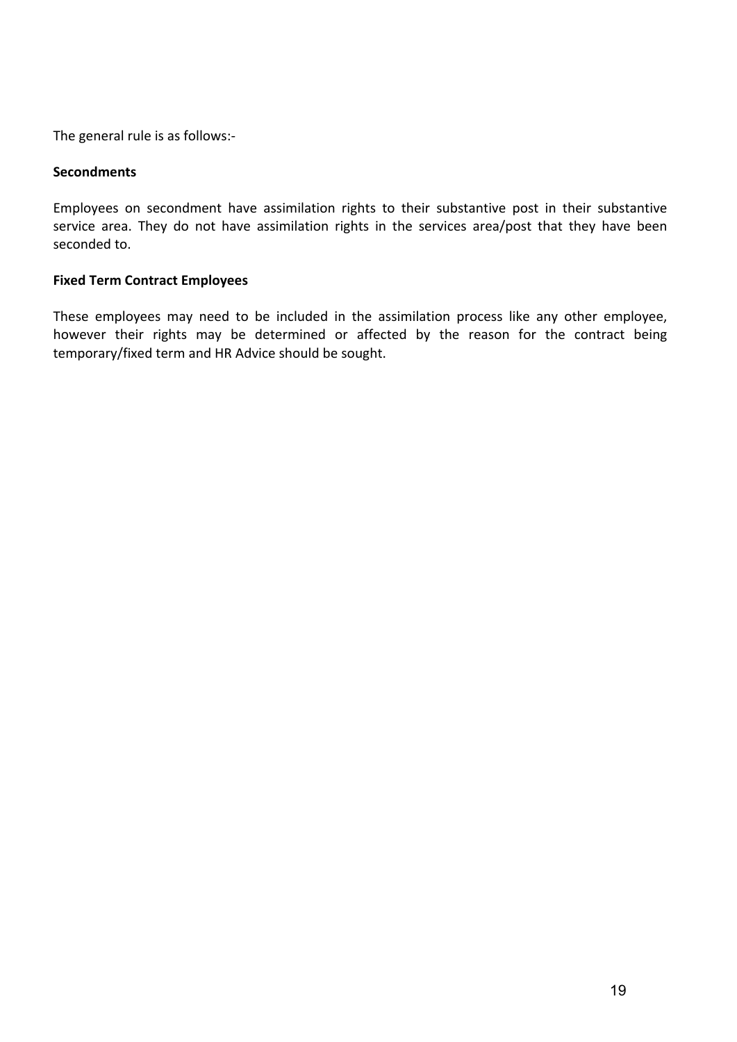The general rule is as follows:-

**Secondments**

Employees on secondment have assimilation rights to their substantive post in their substantive service area. They do not have assimilation rights in the services area/post that they have been seconded to.

**Fixed Term Contract Employees**

These employees may need to be included in the assimilation process like any other employee, however their rights may be determined or affected by the reason for the contract being temporary/fixed term and HR Advice should be sought.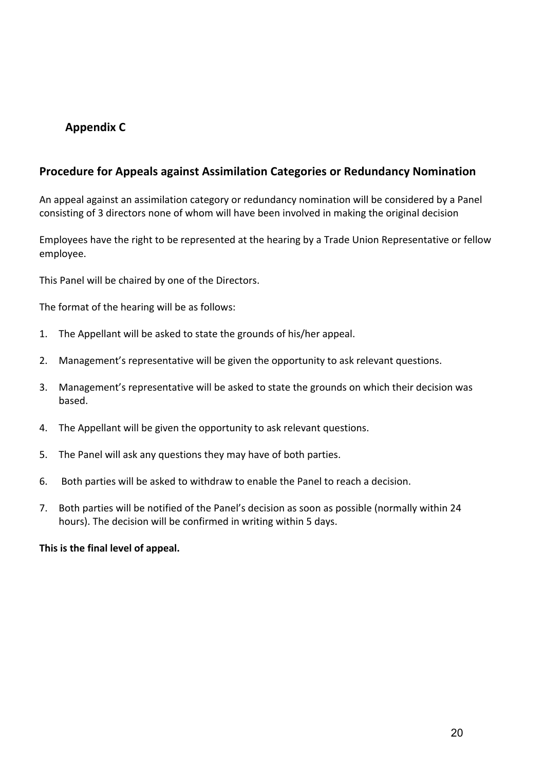## Appendix C

## Procedure for Appeals against Assimilation Categories or Redundancy Nomination

An appeal against an assimilation category or redundancy nomination will be considered by a Panel consisting of 3 directors none of whom will have been involved in making the original decision

Employees have the right to be represented at the hearing by a Trade Union Representative or fellow employee.

This Panel will be chaired by one of the Directors.

The format of the hearing will be as follows:

1. The Appellant will be asked to state the grounds of his/her appeal.
2. Management's representative will be given the opportunity to ask relevant questions.
3. Management's representative will be asked to state the grounds on which their decision was based.
4. The Appellant will be given the opportunity to ask relevant questions.
5. The Panel will ask any questions they may have of both parties.
6. Both parties will be asked to withdraw to enable the Panel to reach a decision.
7. Both parties will be notified of the Panel's decision as soon as possible (normally within 24 hours). The decision will be confirmed in writing within 5 days.

**This is the final level of appeal.**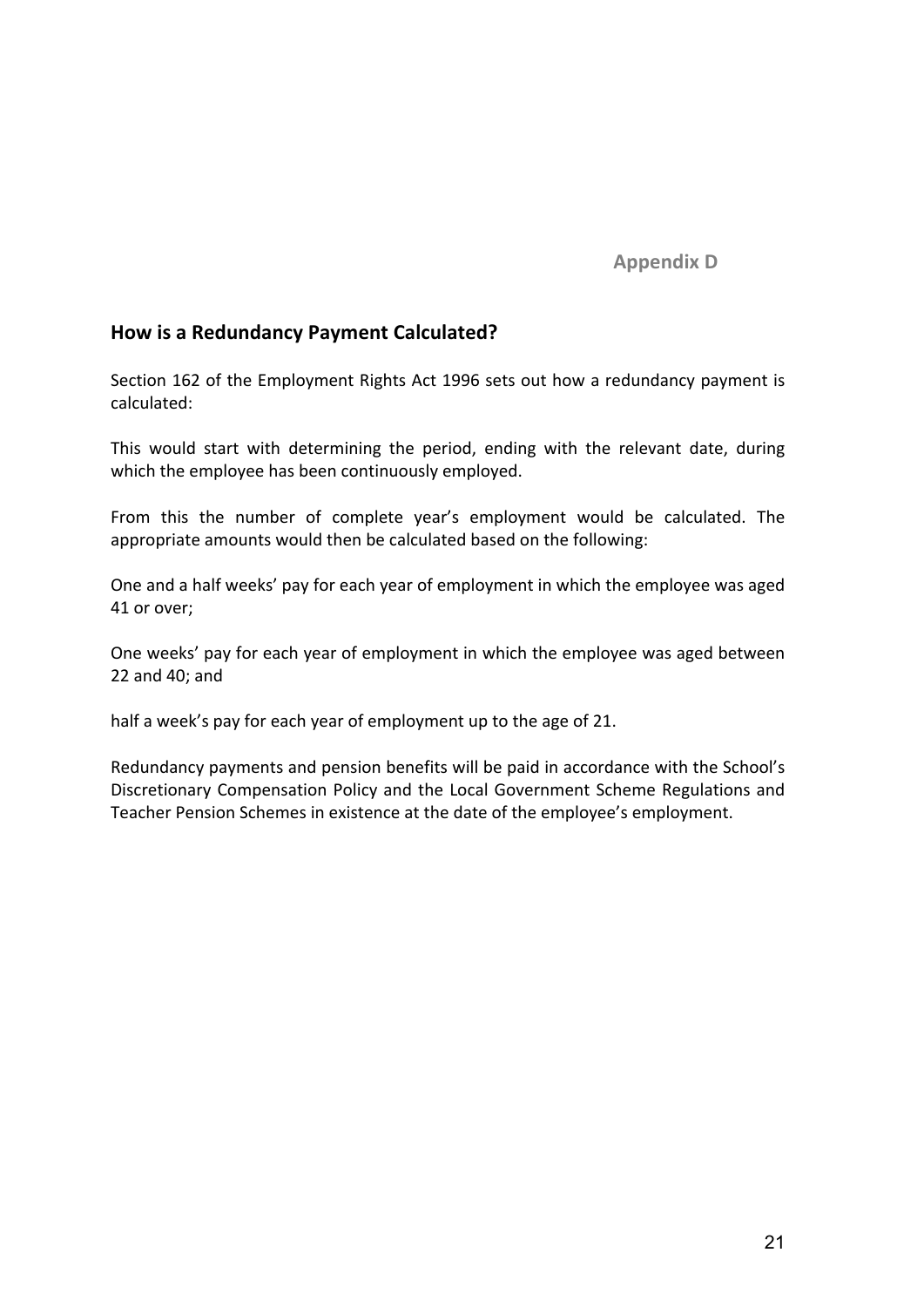Appendix D

## How is a Redundancy Payment Calculated?

Section 162 of the Employment Rights Act 1996 sets out how a redundancy payment is calculated:

This would start with determining the period, ending with the relevant date, during which the employee has been continuously employed.

From this the number of complete year's employment would be calculated. The appropriate amounts would then be calculated based on the following:

One and a half weeks' pay for each year of employment in which the employee was aged 41 or over;

One weeks' pay for each year of employment in which the employee was aged between 22 and 40; and

half a week's pay for each year of employment up to the age of 21.

Redundancy payments and pension benefits will be paid in accordance with the School's Discretionary Compensation Policy and the Local Government Scheme Regulations and Teacher Pension Schemes in existence at the date of the employee's employment.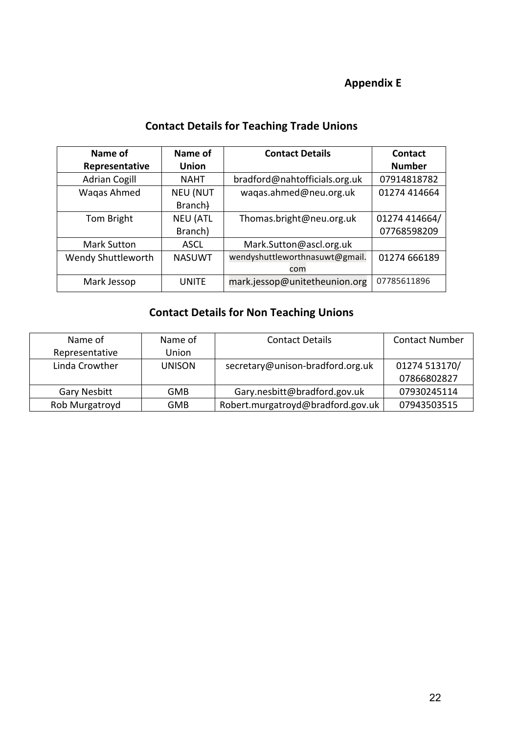**Appendix E**

## Contact Details for Teaching Trade Unions

| Name of Representative | Name of Union | Contact Details | Contact Number |
|---|---|---|---|
| Adrian Cogill | NAHT | bradford@nahtofficials.org.uk | 07914818782 |
| Waqas Ahmed | NEU (NUT Branch) | waqas.ahmed@neu.org.uk | 01274 414664 |
| Tom Bright | NEU (ATL Branch) | Thomas.bright@neu.org.uk | 01274 414664/ 07768598209 |
| Mark Sutton | ASCL | Mark.Sutton@ascl.org.uk | |
| Wendy Shuttleworth | NASUWT | wendyshuttleworthnasuwt@gmail.com | 01274 666189 |
| Mark Jessop | UNITE | mark.jessop@unitetheunion.org | 07785611896 |

## Contact Details for Non Teaching Unions

| Name of Representative | Name of Union | Contact Details | Contact Number |
|---|---|---|---|
| Linda Crowther | UNISON | secretary@unison-bradford.org.uk | 01274 513170/ 07866802827 |
| Gary Nesbitt | GMB | Gary.nesbitt@bradford.gov.uk | 07930245114 |
| Rob Murgatroyd | GMB | Robert.murgatroyd@bradford.gov.uk | 07943503515 |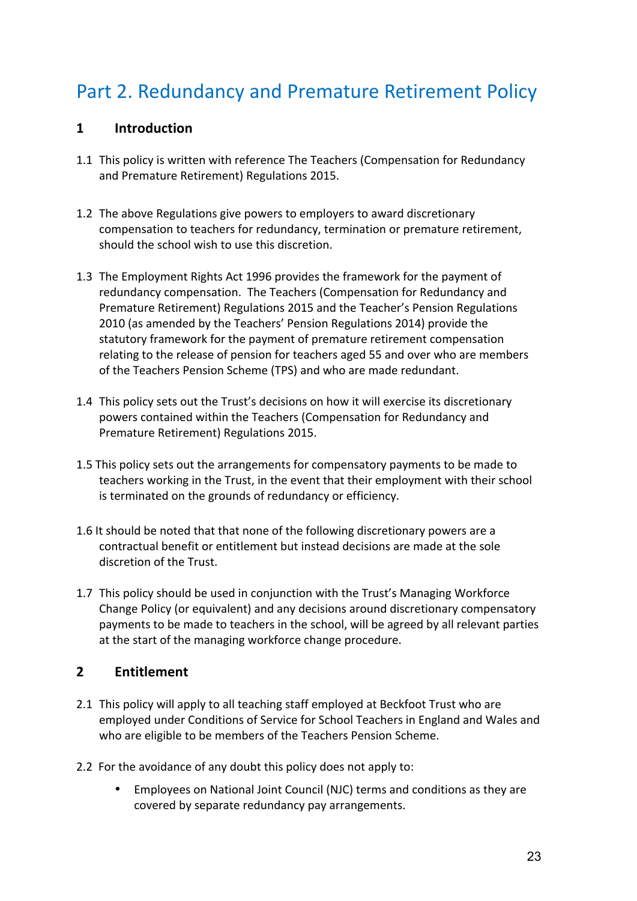# Part 2. Redundancy and Premature Retirement Policy

## 1 Introduction

1.1 This policy is written with reference The Teachers (Compensation for Redundancy and Premature Retirement) Regulations 2015.

1.2 The above Regulations give powers to employers to award discretionary compensation to teachers for redundancy, termination or premature retirement, should the school wish to use this discretion.

1.3 The Employment Rights Act 1996 provides the framework for the payment of redundancy compensation. The Teachers (Compensation for Redundancy and Premature Retirement) Regulations 2015 and the Teacher's Pension Regulations 2010 (as amended by the Teachers' Pension Regulations 2014) provide the statutory framework for the payment of premature retirement compensation relating to the release of pension for teachers aged 55 and over who are members of the Teachers Pension Scheme (TPS) and who are made redundant.

1.4 This policy sets out the Trust's decisions on how it will exercise its discretionary powers contained within the Teachers (Compensation for Redundancy and Premature Retirement) Regulations 2015.

1.5 This policy sets out the arrangements for compensatory payments to be made to teachers working in the Trust, in the event that their employment with their school is terminated on the grounds of redundancy or efficiency.

1.6 It should be noted that that none of the following discretionary powers are a contractual benefit or entitlement but instead decisions are made at the sole discretion of the Trust.

1.7 This policy should be used in conjunction with the Trust's Managing Workforce Change Policy (or equivalent) and any decisions around discretionary compensatory payments to be made to teachers in the school, will be agreed by all relevant parties at the start of the managing workforce change procedure.

## 2 Entitlement

2.1 This policy will apply to all teaching staff employed at Beckfoot Trust who are employed under Conditions of Service for School Teachers in England and Wales and who are eligible to be members of the Teachers Pension Scheme.

2.2 For the avoidance of any doubt this policy does not apply to:

- Employees on National Joint Council (NJC) terms and conditions as they are covered by separate redundancy pay arrangements.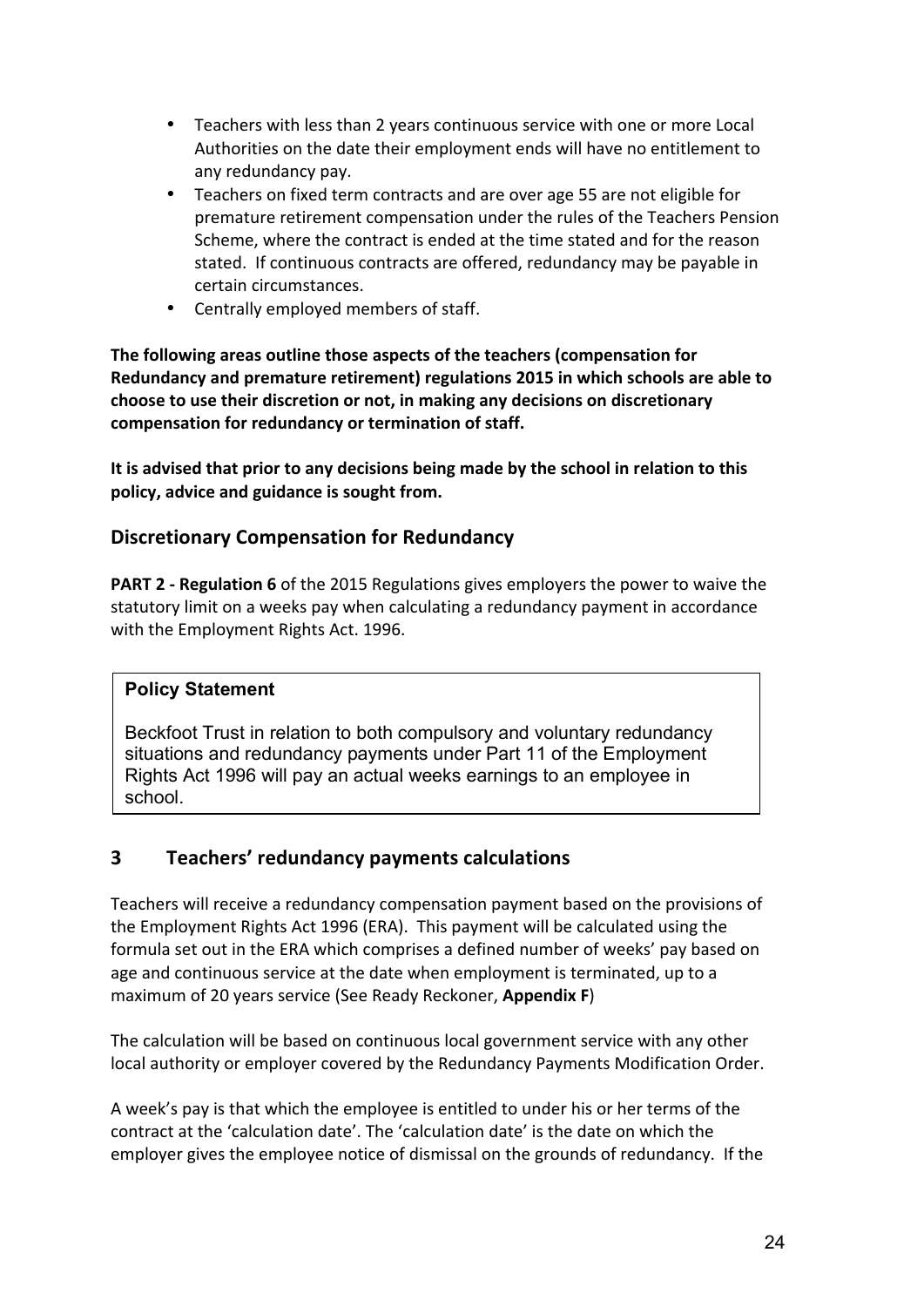- Teachers with less than 2 years continuous service with one or more Local Authorities on the date their employment ends will have no entitlement to any redundancy pay.
- Teachers on fixed term contracts and are over age 55 are not eligible for premature retirement compensation under the rules of the Teachers Pension Scheme, where the contract is ended at the time stated and for the reason stated. If continuous contracts are offered, redundancy may be payable in certain circumstances.
- Centrally employed members of staff.

**The following areas outline those aspects of the teachers (compensation for Redundancy and premature retirement) regulations 2015 in which schools are able to choose to use their discretion or not, in making any decisions on discretionary compensation for redundancy or termination of staff.**

**It is advised that prior to any decisions being made by the school in relation to this policy, advice and guidance is sought from.**

## Discretionary Compensation for Redundancy

**PART 2 - Regulation 6** of the 2015 Regulations gives employers the power to waive the statutory limit on a weeks pay when calculating a redundancy payment in accordance with the Employment Rights Act. 1996.

> **Policy Statement**
>
> Beckfoot Trust in relation to both compulsory and voluntary redundancy situations and redundancy payments under Part 11 of the Employment Rights Act 1996 will pay an actual weeks earnings to an employee in school.

## 3 Teachers' redundancy payments calculations

Teachers will receive a redundancy compensation payment based on the provisions of the Employment Rights Act 1996 (ERA). This payment will be calculated using the formula set out in the ERA which comprises a defined number of weeks' pay based on age and continuous service at the date when employment is terminated, up to a maximum of 20 years service (See Ready Reckoner, **Appendix F**)

The calculation will be based on continuous local government service with any other local authority or employer covered by the Redundancy Payments Modification Order.

A week's pay is that which the employee is entitled to under his or her terms of the contract at the 'calculation date'. The 'calculation date' is the date on which the employer gives the employee notice of dismissal on the grounds of redundancy. If the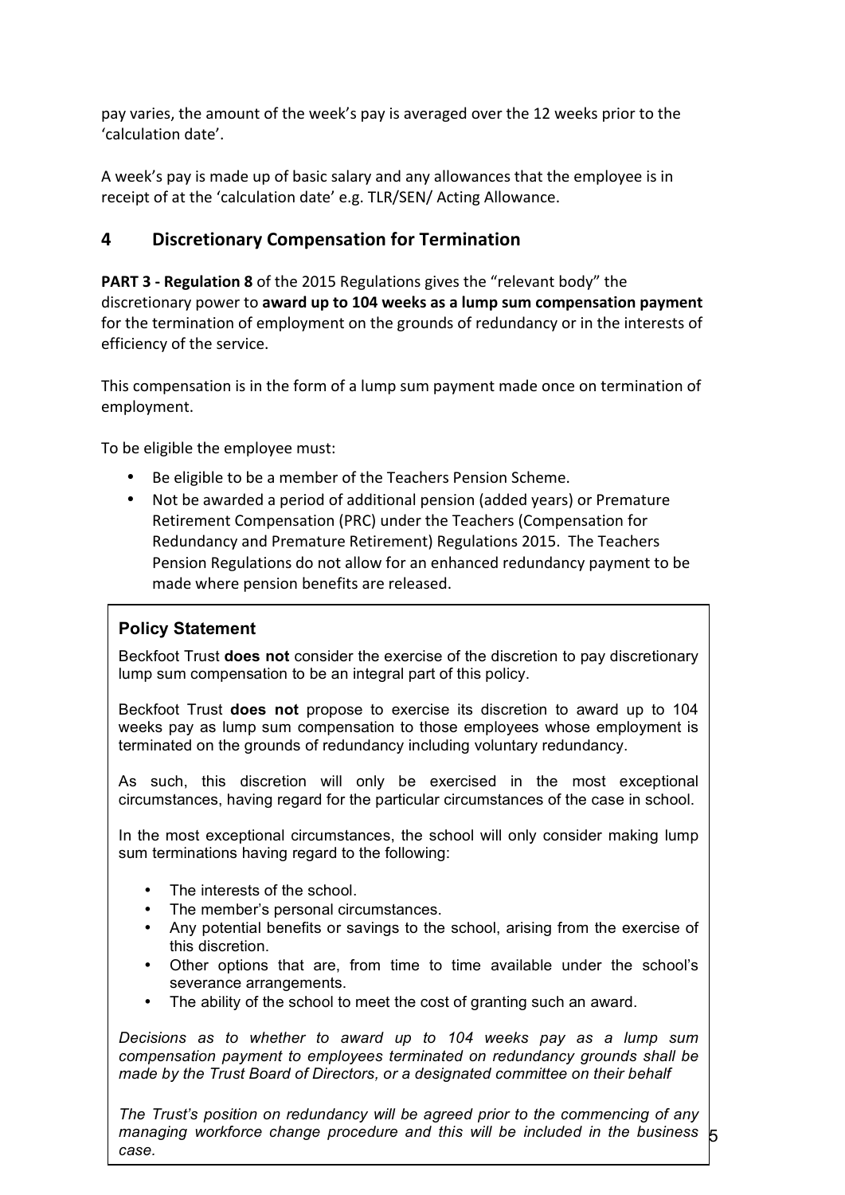pay varies, the amount of the week's pay is averaged over the 12 weeks prior to the 'calculation date'.

A week's pay is made up of basic salary and any allowances that the employee is in receipt of at the 'calculation date' e.g. TLR/SEN/ Acting Allowance.

## 4 Discretionary Compensation for Termination

**PART 3 - Regulation 8** of the 2015 Regulations gives the "relevant body" the discretionary power to **award up to 104 weeks as a lump sum compensation payment** for the termination of employment on the grounds of redundancy or in the interests of efficiency of the service.

This compensation is in the form of a lump sum payment made once on termination of employment.

To be eligible the employee must:

- Be eligible to be a member of the Teachers Pension Scheme.
- Not be awarded a period of additional pension (added years) or Premature Retirement Compensation (PRC) under the Teachers (Compensation for Redundancy and Premature Retirement) Regulations 2015. The Teachers Pension Regulations do not allow for an enhanced redundancy payment to be made where pension benefits are released.

**Policy Statement**

Beckfoot Trust **does not** consider the exercise of the discretion to pay discretionary lump sum compensation to be an integral part of this policy.

Beckfoot Trust **does not** propose to exercise its discretion to award up to 104 weeks pay as lump sum compensation to those employees whose employment is terminated on the grounds of redundancy including voluntary redundancy.

As such, this discretion will only be exercised in the most exceptional circumstances, having regard for the particular circumstances of the case in school.

In the most exceptional circumstances, the school will only consider making lump sum terminations having regard to the following:

- The interests of the school.
- The member's personal circumstances.
- Any potential benefits or savings to the school, arising from the exercise of this discretion.
- Other options that are, from time to time available under the school's severance arrangements.
- The ability of the school to meet the cost of granting such an award.

*Decisions as to whether to award up to 104 weeks pay as a lump sum compensation payment to employees terminated on redundancy grounds shall be made by the Trust Board of Directors, or a designated committee on their behalf*

*The Trust's position on redundancy will be agreed prior to the commencing of any managing workforce change procedure and this will be included in the business case.*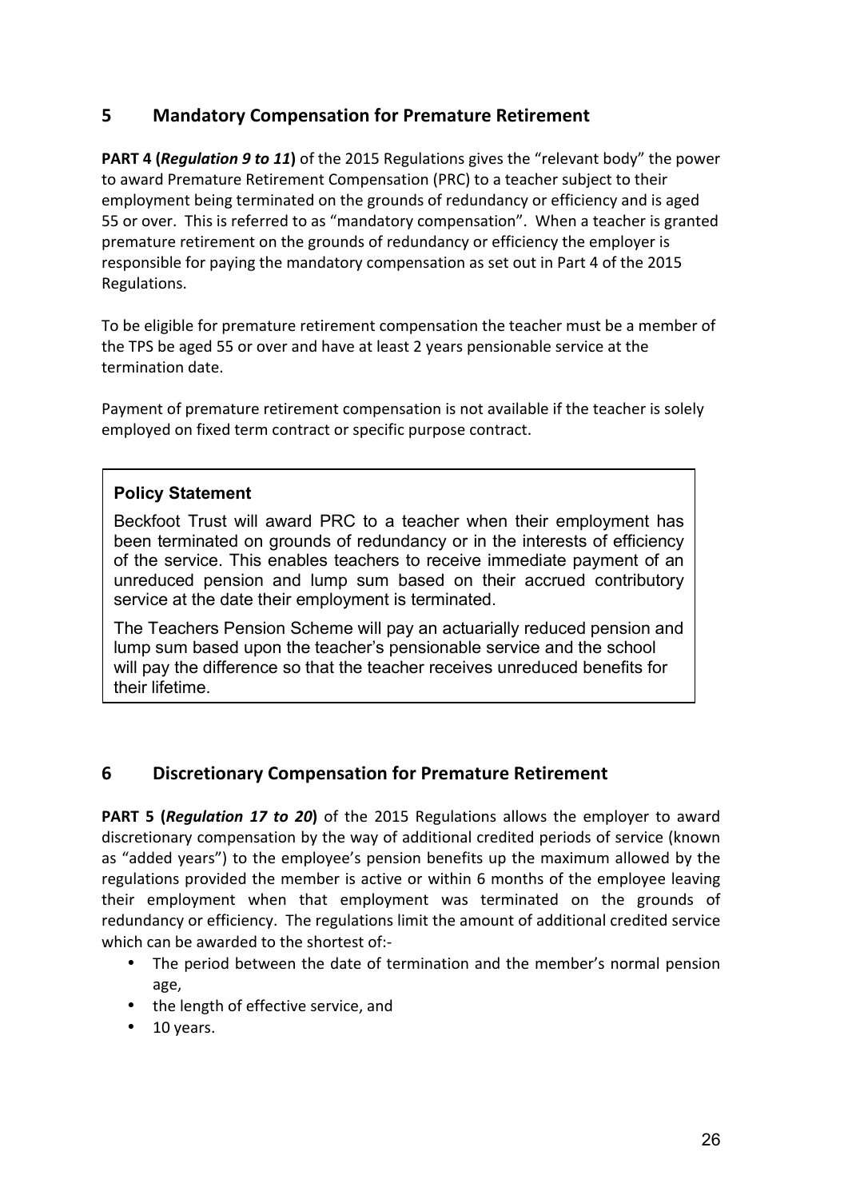## 5 Mandatory Compensation for Premature Retirement

**PART 4 (*Regulation 9 to 11*)** of the 2015 Regulations gives the "relevant body" the power to award Premature Retirement Compensation (PRC) to a teacher subject to their employment being terminated on the grounds of redundancy or efficiency and is aged 55 or over. This is referred to as "mandatory compensation". When a teacher is granted premature retirement on the grounds of redundancy or efficiency the employer is responsible for paying the mandatory compensation as set out in Part 4 of the 2015 Regulations.

To be eligible for premature retirement compensation the teacher must be a member of the TPS be aged 55 or over and have at least 2 years pensionable service at the termination date.

Payment of premature retirement compensation is not available if the teacher is solely employed on fixed term contract or specific purpose contract.

> **Policy Statement**
>
> Beckfoot Trust will award PRC to a teacher when their employment has been terminated on grounds of redundancy or in the interests of efficiency of the service. This enables teachers to receive immediate payment of an unreduced pension and lump sum based on their accrued contributory service at the date their employment is terminated.
>
> The Teachers Pension Scheme will pay an actuarially reduced pension and lump sum based upon the teacher's pensionable service and the school will pay the difference so that the teacher receives unreduced benefits for their lifetime.

## 6 Discretionary Compensation for Premature Retirement

**PART 5 (*Regulation 17 to 20*)** of the 2015 Regulations allows the employer to award discretionary compensation by the way of additional credited periods of service (known as "added years") to the employee's pension benefits up the maximum allowed by the regulations provided the member is active or within 6 months of the employee leaving their employment when that employment was terminated on the grounds of redundancy or efficiency. The regulations limit the amount of additional credited service which can be awarded to the shortest of:-

- The period between the date of termination and the member's normal pension age,
- the length of effective service, and
- 10 years.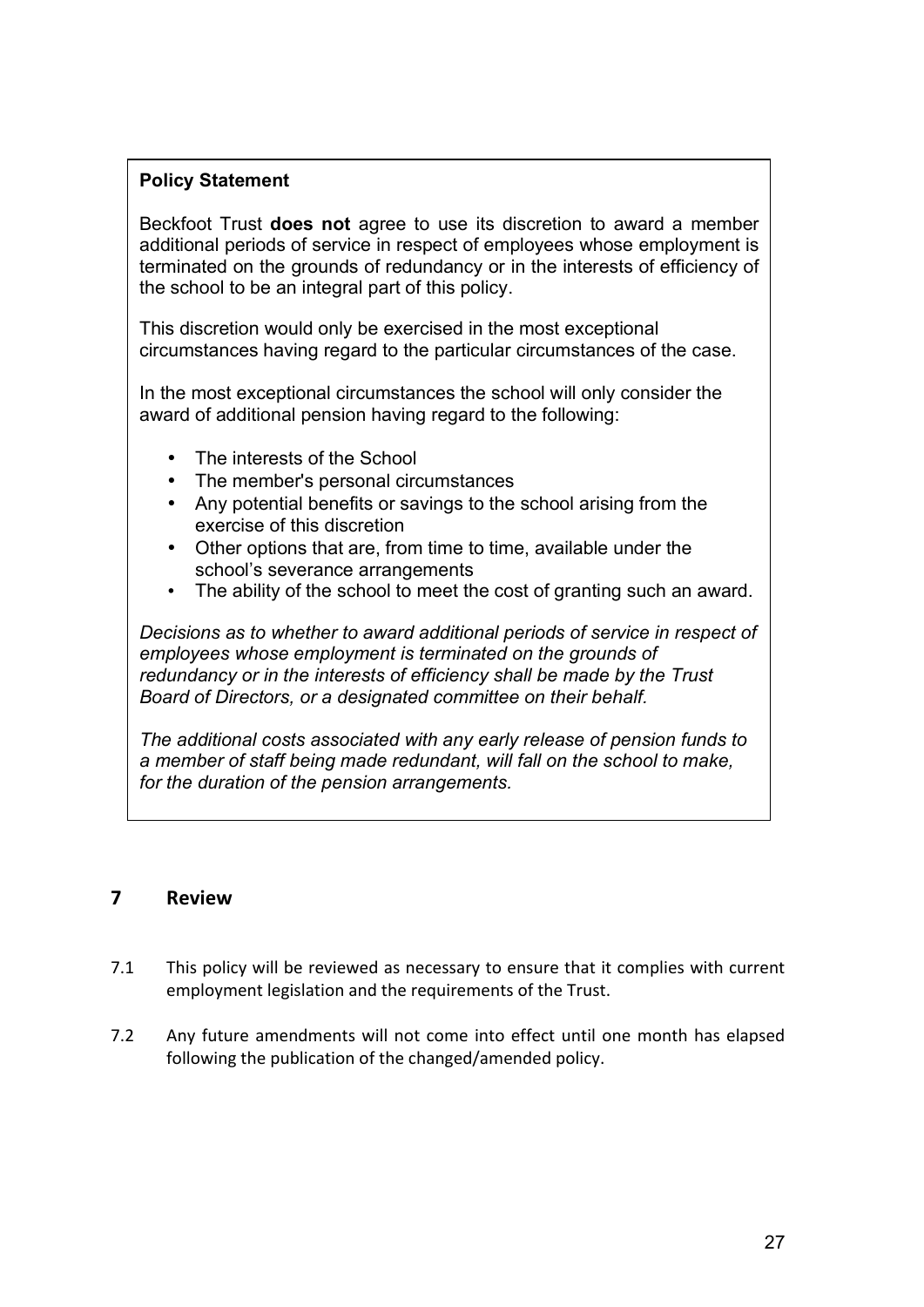**Policy Statement**

Beckfoot Trust **does not** agree to use its discretion to award a member additional periods of service in respect of employees whose employment is terminated on the grounds of redundancy or in the interests of efficiency of the school to be an integral part of this policy.

This discretion would only be exercised in the most exceptional circumstances having regard to the particular circumstances of the case.

In the most exceptional circumstances the school will only consider the award of additional pension having regard to the following:

- The interests of the School
- The member's personal circumstances
- Any potential benefits or savings to the school arising from the exercise of this discretion
- Other options that are, from time to time, available under the school's severance arrangements
- The ability of the school to meet the cost of granting such an award.

*Decisions as to whether to award additional periods of service in respect of employees whose employment is terminated on the grounds of redundancy or in the interests of efficiency shall be made by the Trust Board of Directors, or a designated committee on their behalf.*

*The additional costs associated with any early release of pension funds to a member of staff being made redundant, will fall on the school to make, for the duration of the pension arrangements.*

## 7 Review

7.1 This policy will be reviewed as necessary to ensure that it complies with current employment legislation and the requirements of the Trust.

7.2 Any future amendments will not come into effect until one month has elapsed following the publication of the changed/amended policy.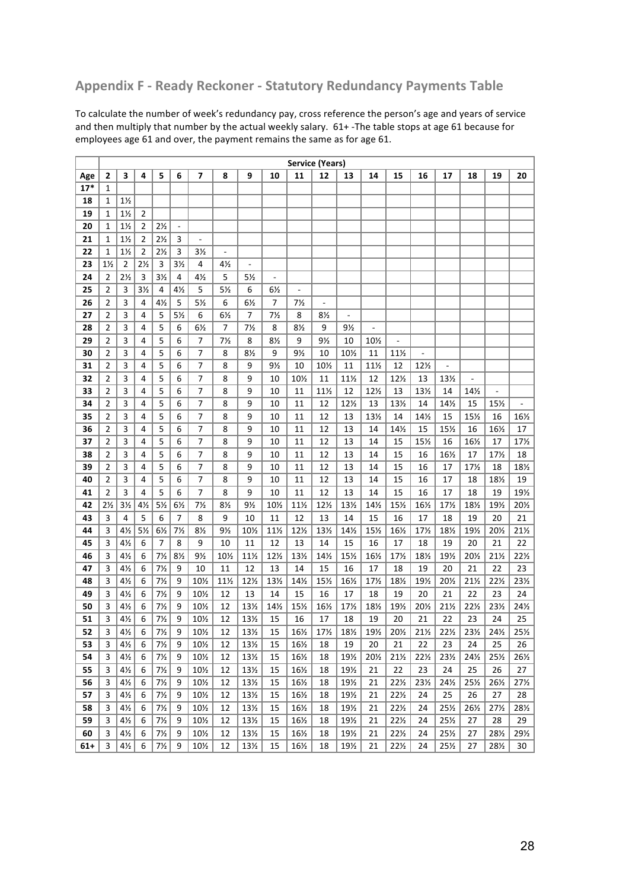## Appendix F - Ready Reckoner - Statutory Redundancy Payments Table

To calculate the number of week's redundancy pay, cross reference the person's age and years of service and then multiply that number by the actual weekly salary. 61+ -The table stops at age 61 because for employees age 61 and over, the payment remains the same as for age 61.

| | Service (Years) | | | | | | | | | | | | | | | | | | |
|---|---|---|---|---|---|---|---|---|---|---|---|---|---|---|---|---|---|---|---|
| **Age** | **2** | **3** | **4** | **5** | **6** | **7** | **8** | **9** | **10** | **11** | **12** | **13** | **14** | **15** | **16** | **17** | **18** | **19** | **20** |
| **17*** | 1 | | | | | | | | | | | | | | | | | | |
| **18** | 1 | 1½ | | | | | | | | | | | | | | | | | |
| **19** | 1 | 1½ | 2 | | | | | | | | | | | | | | | | |
| **20** | 1 | 1½ | 2 | 2½ | - | | | | | | | | | | | | | | |
| **21** | 1 | 1½ | 2 | 2½ | 3 | - | | | | | | | | | | | | | |
| **22** | 1 | 1½ | 2 | 2½ | 3 | 3½ | - | | | | | | | | | | | | |
| **23** | 1½ | 2 | 2½ | 3 | 3½ | 4 | 4½ | - | | | | | | | | | | | |
| **24** | 2 | 2½ | 3 | 3½ | 4 | 4½ | 5 | 5½ | - | | | | | | | | | | |
| **25** | 2 | 3 | 3½ | 4 | 4½ | 5 | 5½ | 6 | 6½ | - | | | | | | | | | |
| **26** | 2 | 3 | 4 | 4½ | 5 | 5½ | 6 | 6½ | 7 | 7½ | - | | | | | | | | |
| **27** | 2 | 3 | 4 | 5 | 5½ | 6 | 6½ | 7 | 7½ | 8 | 8½ | - | | | | | | | |
| **28** | 2 | 3 | 4 | 5 | 6 | 6½ | 7 | 7½ | 8 | 8½ | 9 | 9½ | - | | | | | | |
| **29** | 2 | 3 | 4 | 5 | 6 | 7 | 7½ | 8 | 8½ | 9 | 9½ | 10 | 10½ | - | | | | | |
| **30** | 2 | 3 | 4 | 5 | 6 | 7 | 8 | 8½ | 9 | 9½ | 10 | 10½ | 11 | 11½ | - | | | | |
| **31** | 2 | 3 | 4 | 5 | 6 | 7 | 8 | 9 | 9½ | 10 | 10½ | 11 | 11½ | 12 | 12½ | - | | | |
| **32** | 2 | 3 | 4 | 5 | 6 | 7 | 8 | 9 | 10 | 10½ | 11 | 11½ | 12 | 12½ | 13 | 13½ | - | | |
| **33** | 2 | 3 | 4 | 5 | 6 | 7 | 8 | 9 | 10 | 11 | 11½ | 12 | 12½ | 13 | 13½ | 14 | 14½ | - | |
| **34** | 2 | 3 | 4 | 5 | 6 | 7 | 8 | 9 | 10 | 11 | 12 | 12½ | 13 | 13½ | 14 | 14½ | 15 | 15½ | - |
| **35** | 2 | 3 | 4 | 5 | 6 | 7 | 8 | 9 | 10 | 11 | 12 | 13 | 13½ | 14 | 14½ | 15 | 15½ | 16 | 16½ |
| **36** | 2 | 3 | 4 | 5 | 6 | 7 | 8 | 9 | 10 | 11 | 12 | 13 | 14 | 14½ | 15 | 15½ | 16 | 16½ | 17 |
| **37** | 2 | 3 | 4 | 5 | 6 | 7 | 8 | 9 | 10 | 11 | 12 | 13 | 14 | 15 | 15½ | 16 | 16½ | 17 | 17½ |
| **38** | 2 | 3 | 4 | 5 | 6 | 7 | 8 | 9 | 10 | 11 | 12 | 13 | 14 | 15 | 16 | 16½ | 17 | 17½ | 18 |
| **39** | 2 | 3 | 4 | 5 | 6 | 7 | 8 | 9 | 10 | 11 | 12 | 13 | 14 | 15 | 16 | 17 | 17½ | 18 | 18½ |
| **40** | 2 | 3 | 4 | 5 | 6 | 7 | 8 | 9 | 10 | 11 | 12 | 13 | 14 | 15 | 16 | 17 | 18 | 18½ | 19 |
| **41** | 2 | 3 | 4 | 5 | 6 | 7 | 8 | 9 | 10 | 11 | 12 | 13 | 14 | 15 | 16 | 17 | 18 | 19 | 19½ |
| **42** | 2½ | 3½ | 4½ | 5½ | 6½ | 7½ | 8½ | 9½ | 10½ | 11½ | 12½ | 13½ | 14½ | 15½ | 16½ | 17½ | 18½ | 19½ | 20½ |
| **43** | 3 | 4 | 5 | 6 | 7 | 8 | 9 | 10 | 11 | 12 | 13 | 14 | 15 | 16 | 17 | 18 | 19 | 20 | 21 |
| **44** | 3 | 4½ | 5½ | 6½ | 7½ | 8½ | 9½ | 10½ | 11½ | 12½ | 13½ | 14½ | 15½ | 16½ | 17½ | 18½ | 19½ | 20½ | 21½ |
| **45** | 3 | 4½ | 6 | 7 | 8 | 9 | 10 | 11 | 12 | 13 | 14 | 15 | 16 | 17 | 18 | 19 | 20 | 21 | 22 |
| **46** | 3 | 4½ | 6 | 7½ | 8½ | 9½ | 10½ | 11½ | 12½ | 13½ | 14½ | 15½ | 16½ | 17½ | 18½ | 19½ | 20½ | 21½ | 22½ |
| **47** | 3 | 4½ | 6 | 7½ | 9 | 10 | 11 | 12 | 13 | 14 | 15 | 16 | 17 | 18 | 19 | 20 | 21 | 22 | 23 |
| **48** | 3 | 4½ | 6 | 7½ | 9 | 10½ | 11½ | 12½ | 13½ | 14½ | 15½ | 16½ | 17½ | 18½ | 19½ | 20½ | 21½ | 22½ | 23½ |
| **49** | 3 | 4½ | 6 | 7½ | 9 | 10½ | 12 | 13 | 14 | 15 | 16 | 17 | 18 | 19 | 20 | 21 | 22 | 23 | 24 |
| **50** | 3 | 4½ | 6 | 7½ | 9 | 10½ | 12 | 13½ | 14½ | 15½ | 16½ | 17½ | 18½ | 19½ | 20½ | 21½ | 22½ | 23½ | 24½ |
| **51** | 3 | 4½ | 6 | 7½ | 9 | 10½ | 12 | 13½ | 15 | 16 | 17 | 18 | 19 | 20 | 21 | 22 | 23 | 24 | 25 |
| **52** | 3 | 4½ | 6 | 7½ | 9 | 10½ | 12 | 13½ | 15 | 16½ | 17½ | 18½ | 19½ | 20½ | 21½ | 22½ | 23½ | 24½ | 25½ |
| **53** | 3 | 4½ | 6 | 7½ | 9 | 10½ | 12 | 13½ | 15 | 16½ | 18 | 19 | 20 | 21 | 22 | 23 | 24 | 25 | 26 |
| **54** | 3 | 4½ | 6 | 7½ | 9 | 10½ | 12 | 13½ | 15 | 16½ | 18 | 19½ | 20½ | 21½ | 22½ | 23½ | 24½ | 25½ | 26½ |
| **55** | 3 | 4½ | 6 | 7½ | 9 | 10½ | 12 | 13½ | 15 | 16½ | 18 | 19½ | 21 | 22 | 23 | 24 | 25 | 26 | 27 |
| **56** | 3 | 4½ | 6 | 7½ | 9 | 10½ | 12 | 13½ | 15 | 16½ | 18 | 19½ | 21 | 22½ | 23½ | 24½ | 25½ | 26½ | 27½ |
| **57** | 3 | 4½ | 6 | 7½ | 9 | 10½ | 12 | 13½ | 15 | 16½ | 18 | 19½ | 21 | 22½ | 24 | 25 | 26 | 27 | 28 |
| **58** | 3 | 4½ | 6 | 7½ | 9 | 10½ | 12 | 13½ | 15 | 16½ | 18 | 19½ | 21 | 22½ | 24 | 25½ | 26½ | 27½ | 28½ |
| **59** | 3 | 4½ | 6 | 7½ | 9 | 10½ | 12 | 13½ | 15 | 16½ | 18 | 19½ | 21 | 22½ | 24 | 25½ | 27 | 28 | 29 |
| **60** | 3 | 4½ | 6 | 7½ | 9 | 10½ | 12 | 13½ | 15 | 16½ | 18 | 19½ | 21 | 22½ | 24 | 25½ | 27 | 28½ | 29½ |
| **61+** | 3 | 4½ | 6 | 7½ | 9 | 10½ | 12 | 13½ | 15 | 16½ | 18 | 19½ | 21 | 22½ | 24 | 25½ | 27 | 28½ | 30 |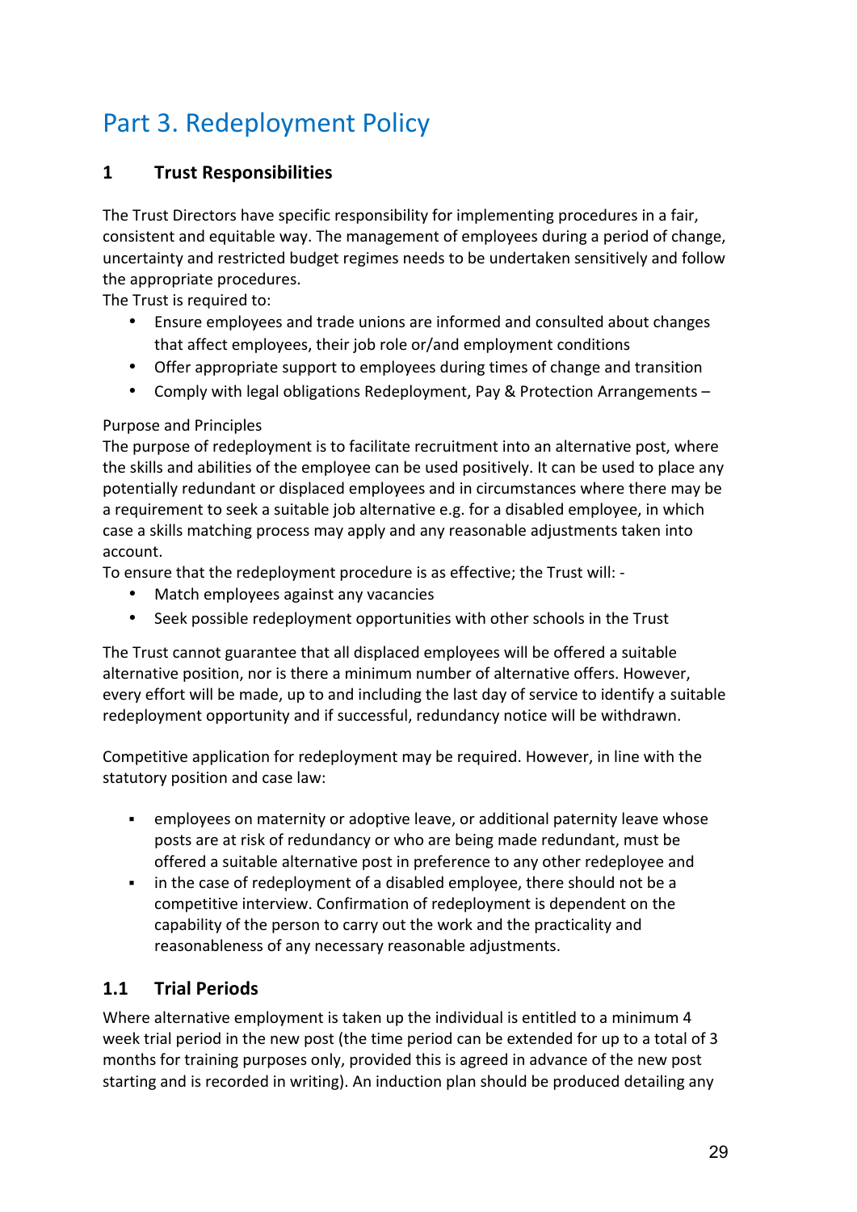# Part 3. Redeployment Policy

## 1 Trust Responsibilities

The Trust Directors have specific responsibility for implementing procedures in a fair, consistent and equitable way. The management of employees during a period of change, uncertainty and restricted budget regimes needs to be undertaken sensitively and follow the appropriate procedures.

The Trust is required to:

- Ensure employees and trade unions are informed and consulted about changes that affect employees, their job role or/and employment conditions
- Offer appropriate support to employees during times of change and transition
- Comply with legal obligations Redeployment, Pay & Protection Arrangements –

Purpose and Principles

The purpose of redeployment is to facilitate recruitment into an alternative post, where the skills and abilities of the employee can be used positively. It can be used to place any potentially redundant or displaced employees and in circumstances where there may be a requirement to seek a suitable job alternative e.g. for a disabled employee, in which case a skills matching process may apply and any reasonable adjustments taken into account.

To ensure that the redeployment procedure is as effective; the Trust will: -

- Match employees against any vacancies
- Seek possible redeployment opportunities with other schools in the Trust

The Trust cannot guarantee that all displaced employees will be offered a suitable alternative position, nor is there a minimum number of alternative offers. However, every effort will be made, up to and including the last day of service to identify a suitable redeployment opportunity and if successful, redundancy notice will be withdrawn.

Competitive application for redeployment may be required. However, in line with the statutory position and case law:

- employees on maternity or adoptive leave, or additional paternity leave whose posts are at risk of redundancy or who are being made redundant, must be offered a suitable alternative post in preference to any other redeployee and
- in the case of redeployment of a disabled employee, there should not be a competitive interview. Confirmation of redeployment is dependent on the capability of the person to carry out the work and the practicality and reasonableness of any necessary reasonable adjustments.

### 1.1 Trial Periods

Where alternative employment is taken up the individual is entitled to a minimum 4 week trial period in the new post (the time period can be extended for up to a total of 3 months for training purposes only, provided this is agreed in advance of the new post starting and is recorded in writing). An induction plan should be produced detailing any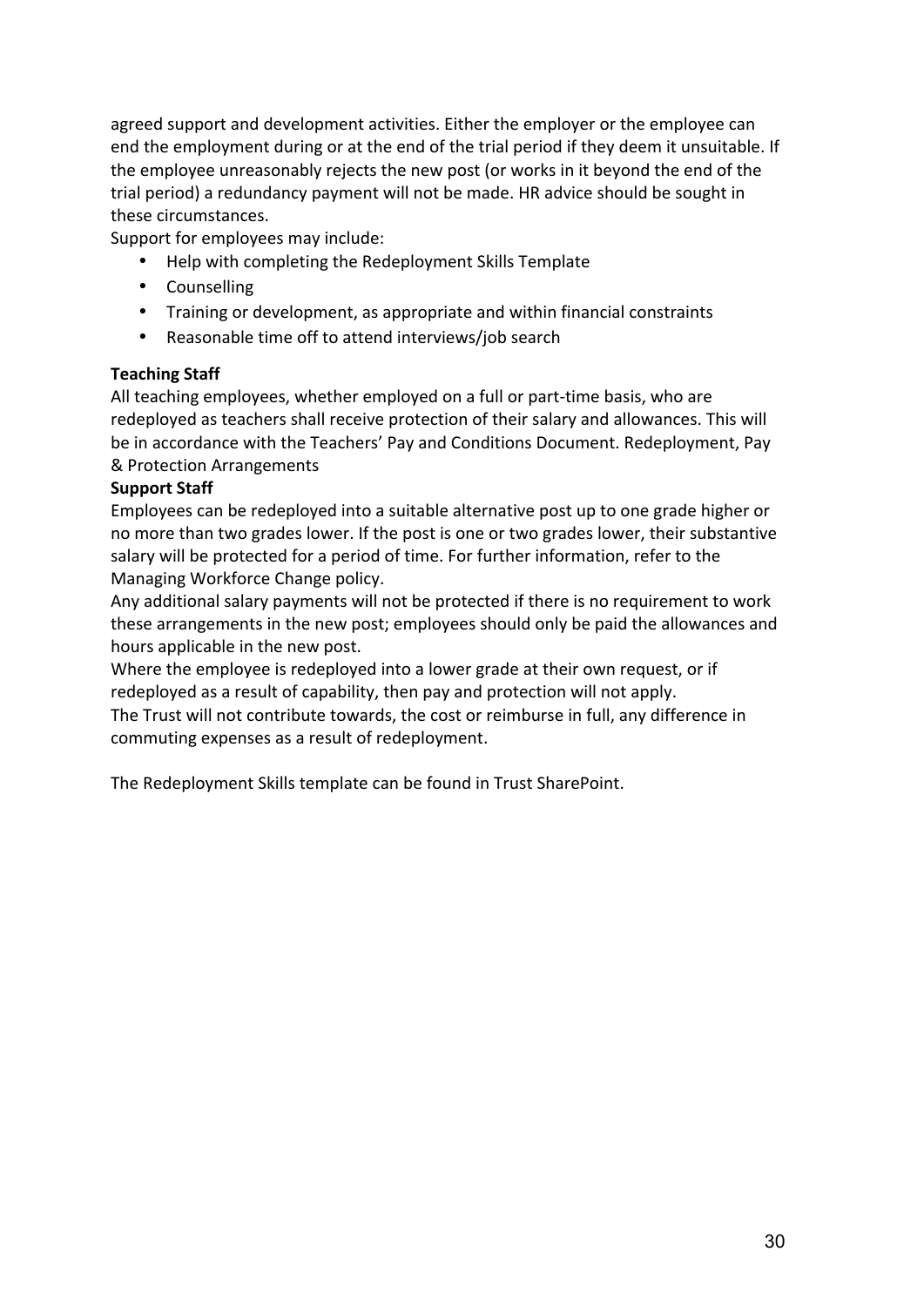agreed support and development activities. Either the employer or the employee can end the employment during or at the end of the trial period if they deem it unsuitable. If the employee unreasonably rejects the new post (or works in it beyond the end of the trial period) a redundancy payment will not be made. HR advice should be sought in these circumstances.

Support for employees may include:

- Help with completing the Redeployment Skills Template
- Counselling
- Training or development, as appropriate and within financial constraints
- Reasonable time off to attend interviews/job search

**Teaching Staff**

All teaching employees, whether employed on a full or part-time basis, who are redeployed as teachers shall receive protection of their salary and allowances. This will be in accordance with the Teachers' Pay and Conditions Document. Redeployment, Pay & Protection Arrangements

**Support Staff**

Employees can be redeployed into a suitable alternative post up to one grade higher or no more than two grades lower. If the post is one or two grades lower, their substantive salary will be protected for a period of time. For further information, refer to the Managing Workforce Change policy.

Any additional salary payments will not be protected if there is no requirement to work these arrangements in the new post; employees should only be paid the allowances and hours applicable in the new post.

Where the employee is redeployed into a lower grade at their own request, or if redeployed as a result of capability, then pay and protection will not apply.

The Trust will not contribute towards, the cost or reimburse in full, any difference in commuting expenses as a result of redeployment.

The Redeployment Skills template can be found in Trust SharePoint.